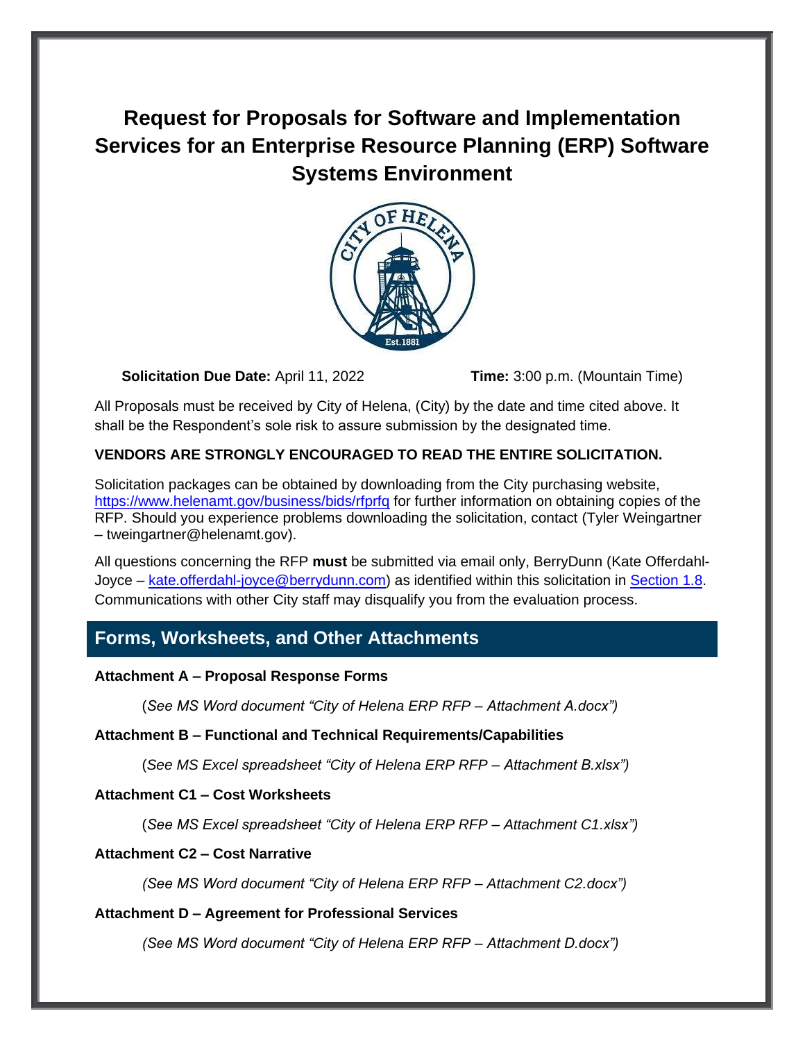# Request for Proposals for Software and Implementation Services for an Enterprise Resource Planning (ERP) Software Systems Environment

**Solicitation Due Date:** April 11, 2022 **Time:** 3:00 p.m. (Mountain Time)

All Proposals must be received by City of Helena, (City) by the date and time cited above. It shall be the Respondent's sole risk to assure submission by the designated time.

**VENDORS ARE STRONGLY ENCOURAGED TO READ THE ENTIRE SOLICITATION.**

Solicitation packages can be obtained by downloading from the City purchasing website, https://www.helenamt.gov/business/bids/rfprfq for further information on obtaining copies of the RFP. Should you experience problems downloading the solicitation, contact (Tyler Weingartner – tweingartner@helenamt.gov).

All questions concerning the RFP **must** be submitted via email only, BerryDunn (Kate Offerdahl-Joyce – kate.offerdahl-joyce@berrydunn.com) as identified within this solicitation in Section 1.8. Communications with other City staff may disqualify you from the evaluation process.

## Forms, Worksheets, and Other Attachments

**Attachment A – Proposal Response Forms**

(*See MS Word document "City of Helena ERP RFP – Attachment A.docx")*

**Attachment B – Functional and Technical Requirements/Capabilities**

(*See MS Excel spreadsheet "City of Helena ERP RFP – Attachment B.xlsx")*

**Attachment C1 – Cost Worksheets**

(*See MS Excel spreadsheet "City of Helena ERP RFP – Attachment C1.xlsx")*

**Attachment C2 – Cost Narrative**

*(See MS Word document "City of Helena ERP RFP – Attachment C2.docx")*

**Attachment D – Agreement for Professional Services**

*(See MS Word document "City of Helena ERP RFP – Attachment D.docx")*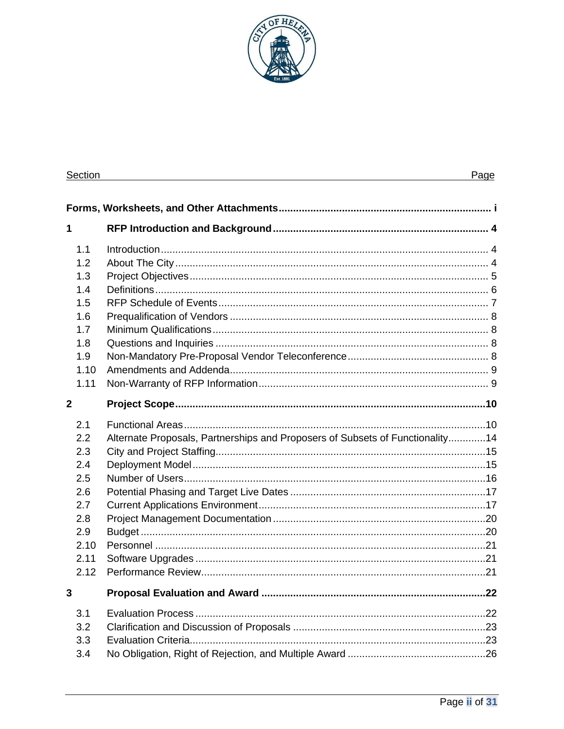| Section | | Page |
|---|---|---|
| **Forms, Worksheets, and Other Attachments** | | **i** |
| **1** | **RFP Introduction and Background** | **4** |
| 1.1 | Introduction | 4 |
| 1.2 | About The City | 4 |
| 1.3 | Project Objectives | 5 |
| 1.4 | Definitions | 6 |
| 1.5 | RFP Schedule of Events | 7 |
| 1.6 | Prequalification of Vendors | 8 |
| 1.7 | Minimum Qualifications | 8 |
| 1.8 | Questions and Inquiries | 8 |
| 1.9 | Non-Mandatory Pre-Proposal Vendor Teleconference | 8 |
| 1.10 | Amendments and Addenda | 9 |
| 1.11 | Non-Warranty of RFP Information | 9 |
| **2** | **Project Scope** | **10** |
| 2.1 | Functional Areas | 10 |
| 2.2 | Alternate Proposals, Partnerships and Proposers of Subsets of Functionality | 14 |
| 2.3 | City and Project Staffing | 15 |
| 2.4 | Deployment Model | 15 |
| 2.5 | Number of Users | 16 |
| 2.6 | Potential Phasing and Target Live Dates | 17 |
| 2.7 | Current Applications Environment | 17 |
| 2.8 | Project Management Documentation | 20 |
| 2.9 | Budget | 20 |
| 2.10 | Personnel | 21 |
| 2.11 | Software Upgrades | 21 |
| 2.12 | Performance Review | 21 |
| **3** | **Proposal Evaluation and Award** | **22** |
| 3.1 | Evaluation Process | 22 |
| 3.2 | Clarification and Discussion of Proposals | 23 |
| 3.3 | Evaluation Criteria | 23 |
| 3.4 | No Obligation, Right of Rejection, and Multiple Award | 26 |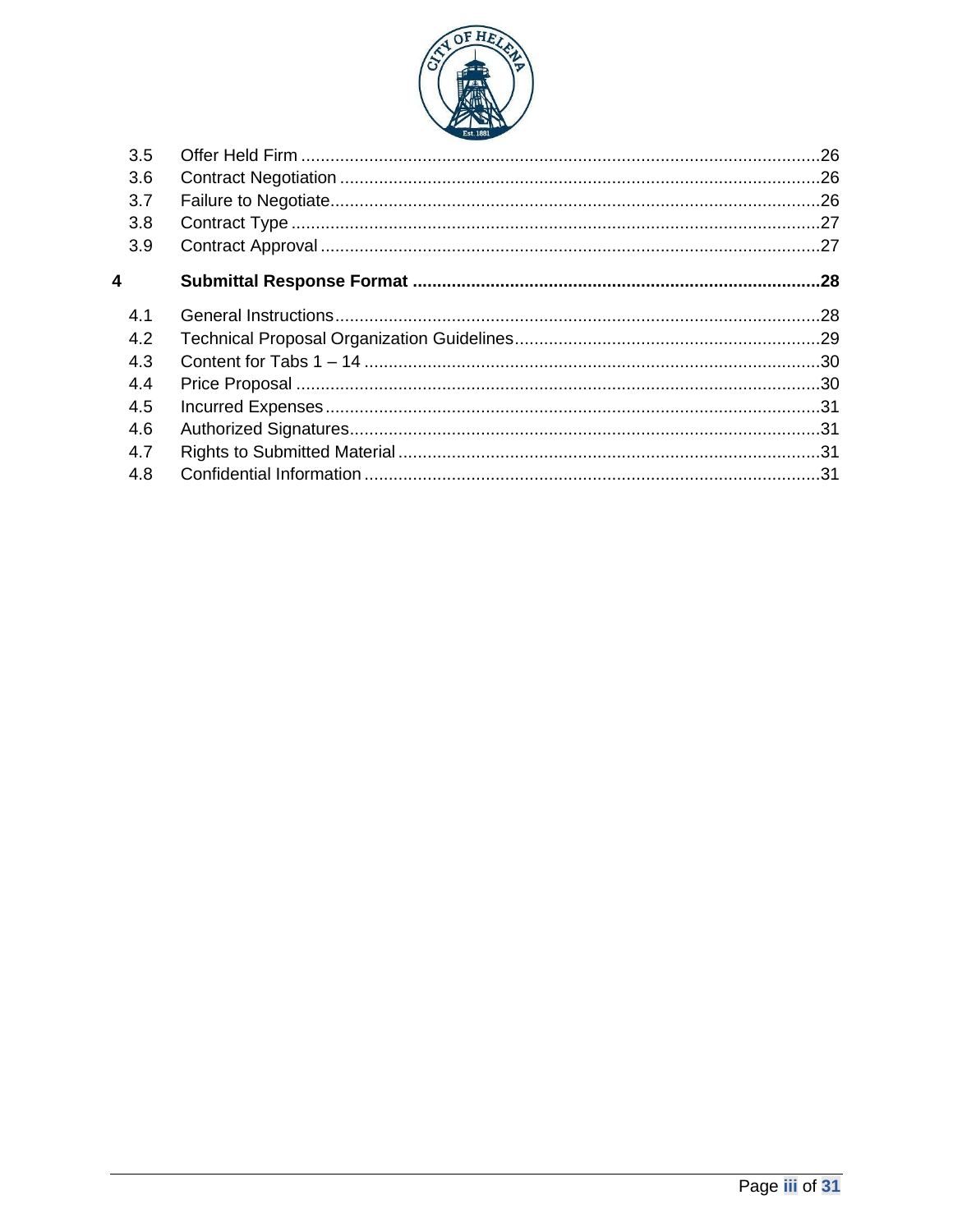3.5 Offer Held Firm ........................................................................................................26
3.6 Contract Negotiation ....................................................................................................26
3.7 Failure to Negotiate......................................................................................................26
3.8 Contract Type ..............................................................................................................27
3.9 Contract Approval ........................................................................................................27

**4 Submittal Response Format ....................................................................................28**

4.1 General Instructions.....................................................................................................28
4.2 Technical Proposal Organization Guidelines...............................................................29
4.3 Content for Tabs 1 – 14 ..............................................................................................30
4.4 Price Proposal ............................................................................................................30
4.5 Incurred Expenses.......................................................................................................31
4.6 Authorized Signatures..................................................................................................31
4.7 Rights to Submitted Material .......................................................................................31
4.8 Confidential Information ..............................................................................................31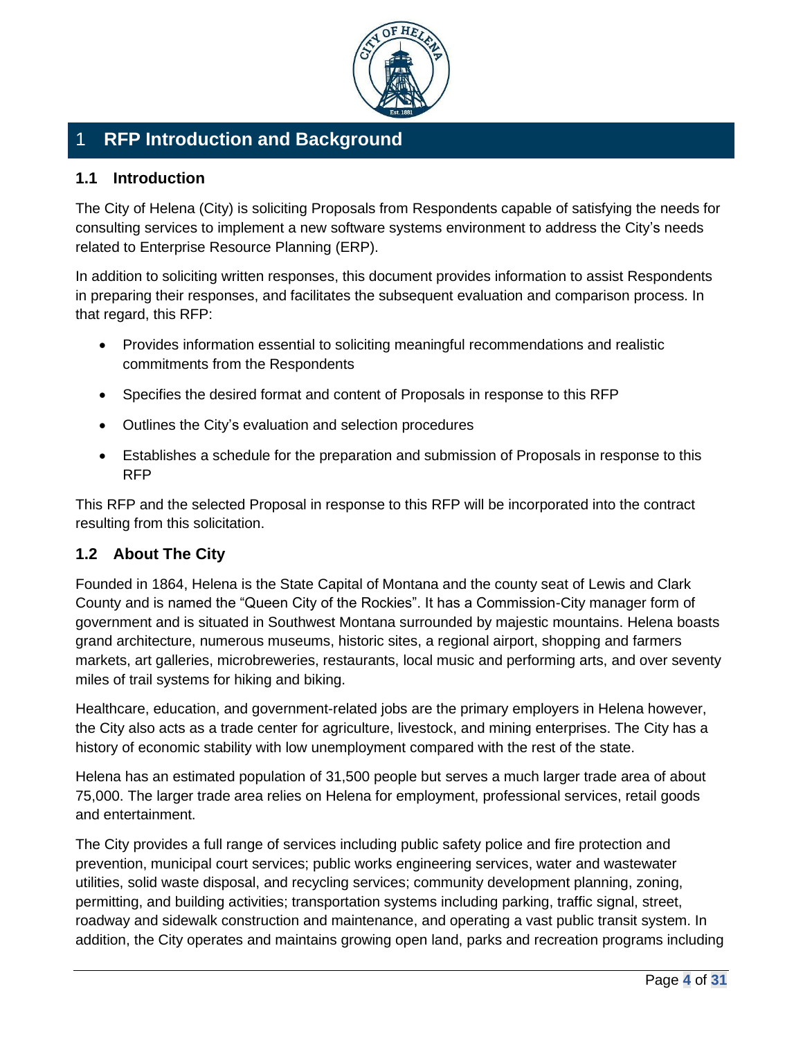# 1 RFP Introduction and Background

## 1.1 Introduction

The City of Helena (City) is soliciting Proposals from Respondents capable of satisfying the needs for consulting services to implement a new software systems environment to address the City's needs related to Enterprise Resource Planning (ERP).

In addition to soliciting written responses, this document provides information to assist Respondents in preparing their responses, and facilitates the subsequent evaluation and comparison process. In that regard, this RFP:

- Provides information essential to soliciting meaningful recommendations and realistic commitments from the Respondents
- Specifies the desired format and content of Proposals in response to this RFP
- Outlines the City's evaluation and selection procedures
- Establishes a schedule for the preparation and submission of Proposals in response to this RFP

This RFP and the selected Proposal in response to this RFP will be incorporated into the contract resulting from this solicitation.

## 1.2 About The City

Founded in 1864, Helena is the State Capital of Montana and the county seat of Lewis and Clark County and is named the "Queen City of the Rockies". It has a Commission-City manager form of government and is situated in Southwest Montana surrounded by majestic mountains. Helena boasts grand architecture, numerous museums, historic sites, a regional airport, shopping and farmers markets, art galleries, microbreweries, restaurants, local music and performing arts, and over seventy miles of trail systems for hiking and biking.

Healthcare, education, and government-related jobs are the primary employers in Helena however, the City also acts as a trade center for agriculture, livestock, and mining enterprises. The City has a history of economic stability with low unemployment compared with the rest of the state.

Helena has an estimated population of 31,500 people but serves a much larger trade area of about 75,000. The larger trade area relies on Helena for employment, professional services, retail goods and entertainment.

The City provides a full range of services including public safety police and fire protection and prevention, municipal court services; public works engineering services, water and wastewater utilities, solid waste disposal, and recycling services; community development planning, zoning, permitting, and building activities; transportation systems including parking, traffic signal, street, roadway and sidewalk construction and maintenance, and operating a vast public transit system. In addition, the City operates and maintains growing open land, parks and recreation programs including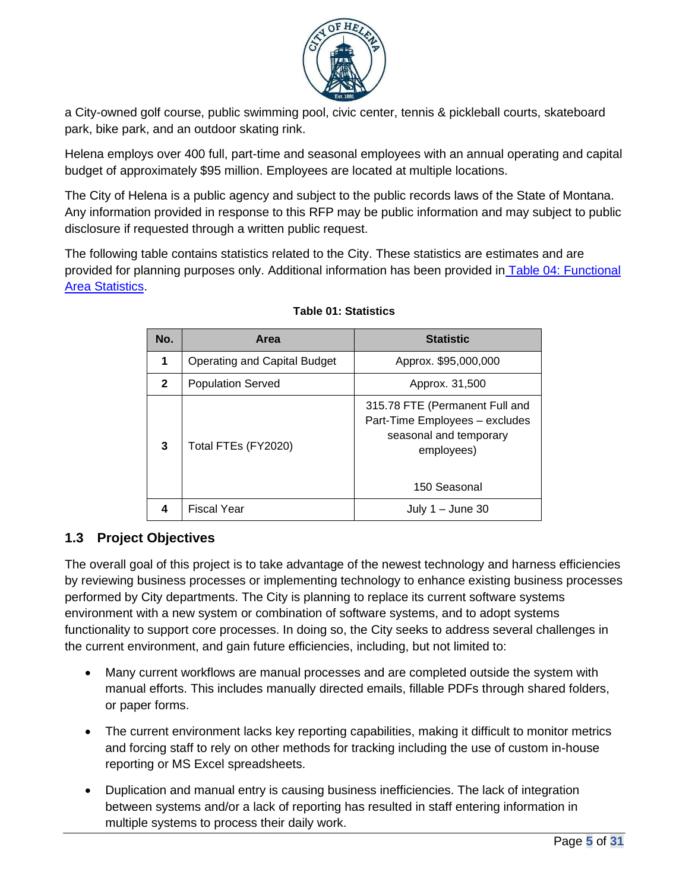a City-owned golf course, public swimming pool, civic center, tennis & pickleball courts, skateboard park, bike park, and an outdoor skating rink.

Helena employs over 400 full, part-time and seasonal employees with an annual operating and capital budget of approximately $95 million. Employees are located at multiple locations.

The City of Helena is a public agency and subject to the public records laws of the State of Montana. Any information provided in response to this RFP may be public information and may subject to public disclosure if requested through a written public request.

The following table contains statistics related to the City. These statistics are estimates and are provided for planning purposes only. Additional information has been provided in Table 04: Functional Area Statistics.

**Table 01: Statistics**

| No. | Area | Statistic |
|---|---|---|
| **1** | Operating and Capital Budget | Approx. $95,000,000 |
| **2** | Population Served | Approx. 31,500 |
| **3** | Total FTEs (FY2020) | 315.78 FTE (Permanent Full and Part-Time Employees – excludes seasonal and temporary employees)<br><br>150 Seasonal |
| **4** | Fiscal Year | July 1 – June 30 |

## 1.3 Project Objectives

The overall goal of this project is to take advantage of the newest technology and harness efficiencies by reviewing business processes or implementing technology to enhance existing business processes performed by City departments. The City is planning to replace its current software systems environment with a new system or combination of software systems, and to adopt systems functionality to support core processes. In doing so, the City seeks to address several challenges in the current environment, and gain future efficiencies, including, but not limited to:

- Many current workflows are manual processes and are completed outside the system with manual efforts. This includes manually directed emails, fillable PDFs through shared folders, or paper forms.
- The current environment lacks key reporting capabilities, making it difficult to monitor metrics and forcing staff to rely on other methods for tracking including the use of custom in-house reporting or MS Excel spreadsheets.
- Duplication and manual entry is causing business inefficiencies. The lack of integration between systems and/or a lack of reporting has resulted in staff entering information in multiple systems to process their daily work.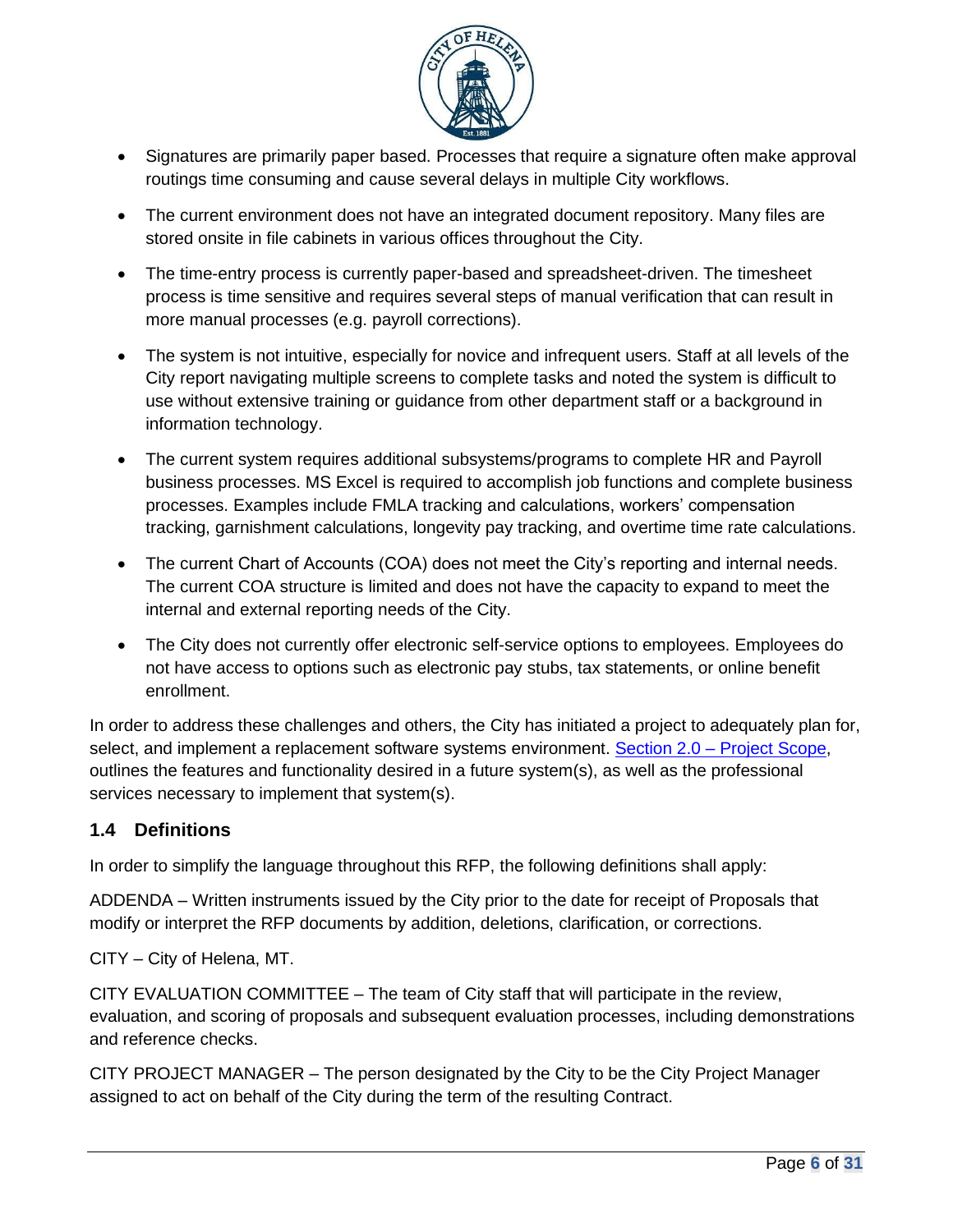- Signatures are primarily paper based. Processes that require a signature often make approval routings time consuming and cause several delays in multiple City workflows.
- The current environment does not have an integrated document repository. Many files are stored onsite in file cabinets in various offices throughout the City.
- The time-entry process is currently paper-based and spreadsheet-driven. The timesheet process is time sensitive and requires several steps of manual verification that can result in more manual processes (e.g. payroll corrections).
- The system is not intuitive, especially for novice and infrequent users. Staff at all levels of the City report navigating multiple screens to complete tasks and noted the system is difficult to use without extensive training or guidance from other department staff or a background in information technology.
- The current system requires additional subsystems/programs to complete HR and Payroll business processes. MS Excel is required to accomplish job functions and complete business processes. Examples include FMLA tracking and calculations, workers' compensation tracking, garnishment calculations, longevity pay tracking, and overtime time rate calculations.
- The current Chart of Accounts (COA) does not meet the City's reporting and internal needs. The current COA structure is limited and does not have the capacity to expand to meet the internal and external reporting needs of the City.
- The City does not currently offer electronic self-service options to employees. Employees do not have access to options such as electronic pay stubs, tax statements, or online benefit enrollment.

In order to address these challenges and others, the City has initiated a project to adequately plan for, select, and implement a replacement software systems environment. Section 2.0 – Project Scope, outlines the features and functionality desired in a future system(s), as well as the professional services necessary to implement that system(s).

## 1.4 Definitions

In order to simplify the language throughout this RFP, the following definitions shall apply:

ADDENDA – Written instruments issued by the City prior to the date for receipt of Proposals that modify or interpret the RFP documents by addition, deletions, clarification, or corrections.

CITY – City of Helena, MT.

CITY EVALUATION COMMITTEE – The team of City staff that will participate in the review, evaluation, and scoring of proposals and subsequent evaluation processes, including demonstrations and reference checks.

CITY PROJECT MANAGER – The person designated by the City to be the City Project Manager assigned to act on behalf of the City during the term of the resulting Contract.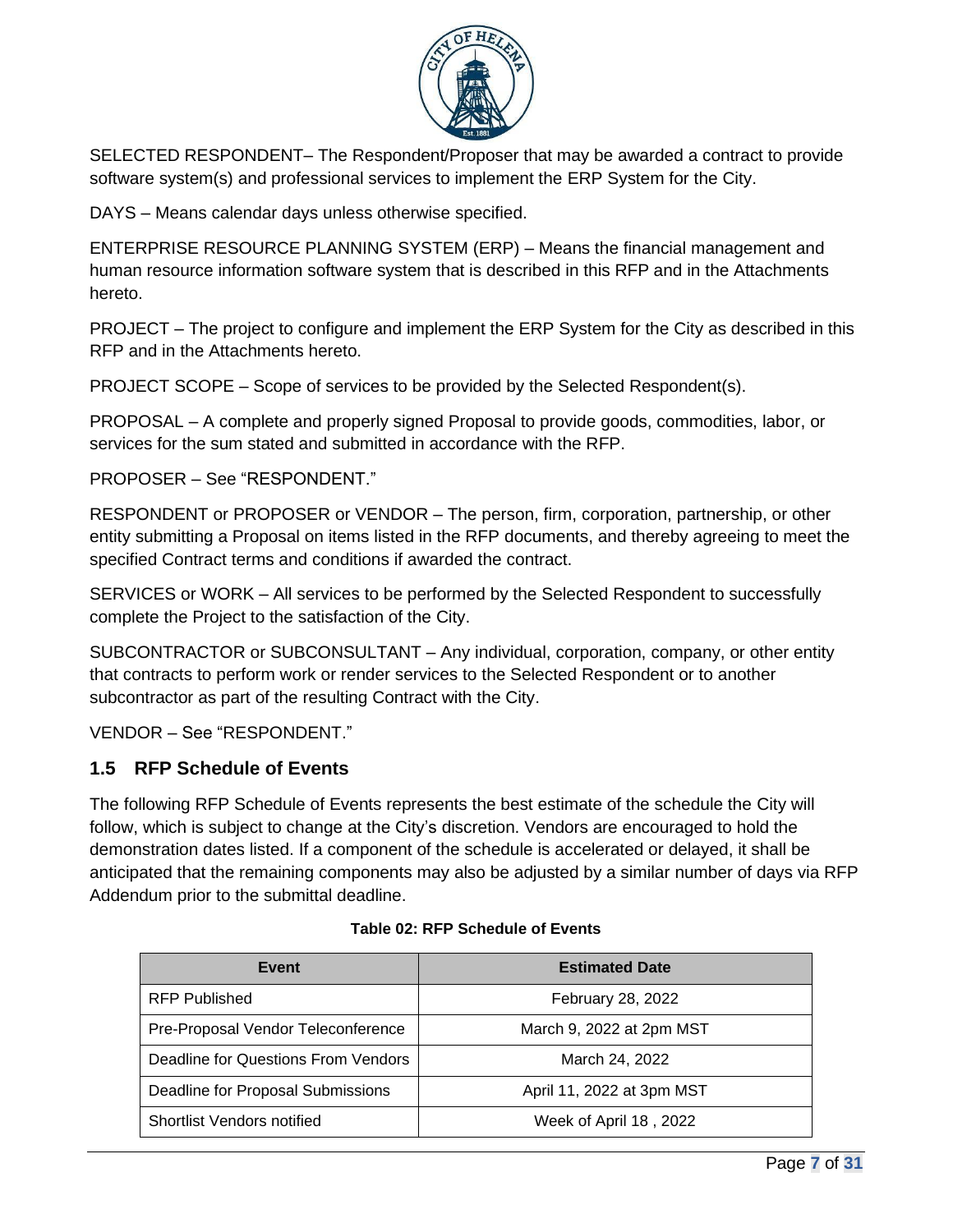SELECTED RESPONDENT– The Respondent/Proposer that may be awarded a contract to provide software system(s) and professional services to implement the ERP System for the City.

DAYS – Means calendar days unless otherwise specified.

ENTERPRISE RESOURCE PLANNING SYSTEM (ERP) – Means the financial management and human resource information software system that is described in this RFP and in the Attachments hereto.

PROJECT – The project to configure and implement the ERP System for the City as described in this RFP and in the Attachments hereto.

PROJECT SCOPE – Scope of services to be provided by the Selected Respondent(s).

PROPOSAL – A complete and properly signed Proposal to provide goods, commodities, labor, or services for the sum stated and submitted in accordance with the RFP.

PROPOSER – See "RESPONDENT."

RESPONDENT or PROPOSER or VENDOR – The person, firm, corporation, partnership, or other entity submitting a Proposal on items listed in the RFP documents, and thereby agreeing to meet the specified Contract terms and conditions if awarded the contract.

SERVICES or WORK – All services to be performed by the Selected Respondent to successfully complete the Project to the satisfaction of the City.

SUBCONTRACTOR or SUBCONSULTANT – Any individual, corporation, company, or other entity that contracts to perform work or render services to the Selected Respondent or to another subcontractor as part of the resulting Contract with the City.

VENDOR – See "RESPONDENT."

## 1.5 RFP Schedule of Events

The following RFP Schedule of Events represents the best estimate of the schedule the City will follow, which is subject to change at the City's discretion. Vendors are encouraged to hold the demonstration dates listed. If a component of the schedule is accelerated or delayed, it shall be anticipated that the remaining components may also be adjusted by a similar number of days via RFP Addendum prior to the submittal deadline.

**Table 02: RFP Schedule of Events**

| Event | Estimated Date |
|---|---|
| RFP Published | February 28, 2022 |
| Pre-Proposal Vendor Teleconference | March 9, 2022 at 2pm MST |
| Deadline for Questions From Vendors | March 24, 2022 |
| Deadline for Proposal Submissions | April 11, 2022 at 3pm MST |
| Shortlist Vendors notified | Week of April 18 , 2022 |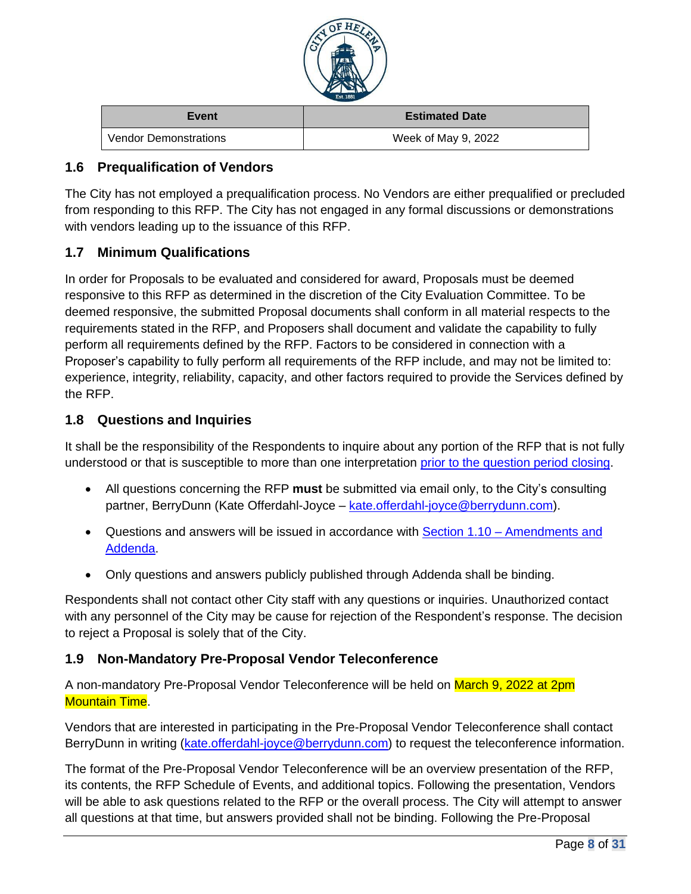| Event | Estimated Date |
| --- | --- |
| Vendor Demonstrations | Week of May 9, 2022 |

## 1.6 Prequalification of Vendors

The City has not employed a prequalification process. No Vendors are either prequalified or precluded from responding to this RFP. The City has not engaged in any formal discussions or demonstrations with vendors leading up to the issuance of this RFP.

## 1.7 Minimum Qualifications

In order for Proposals to be evaluated and considered for award, Proposals must be deemed responsive to this RFP as determined in the discretion of the City Evaluation Committee. To be deemed responsive, the submitted Proposal documents shall conform in all material respects to the requirements stated in the RFP, and Proposers shall document and validate the capability to fully perform all requirements defined by the RFP. Factors to be considered in connection with a Proposer's capability to fully perform all requirements of the RFP include, and may not be limited to: experience, integrity, reliability, capacity, and other factors required to provide the Services defined by the RFP.

## 1.8 Questions and Inquiries

It shall be the responsibility of the Respondents to inquire about any portion of the RFP that is not fully understood or that is susceptible to more than one interpretation prior to the question period closing.

- All questions concerning the RFP **must** be submitted via email only, to the City's consulting partner, BerryDunn (Kate Offerdahl-Joyce – kate.offerdahl-joyce@berrydunn.com).
- Questions and answers will be issued in accordance with Section 1.10 – Amendments and Addenda.
- Only questions and answers publicly published through Addenda shall be binding.

Respondents shall not contact other City staff with any questions or inquiries. Unauthorized contact with any personnel of the City may be cause for rejection of the Respondent's response. The decision to reject a Proposal is solely that of the City.

## 1.9 Non-Mandatory Pre-Proposal Vendor Teleconference

A non-mandatory Pre-Proposal Vendor Teleconference will be held on March 9, 2022 at 2pm Mountain Time.

Vendors that are interested in participating in the Pre-Proposal Vendor Teleconference shall contact BerryDunn in writing (kate.offerdahl-joyce@berrydunn.com) to request the teleconference information.

The format of the Pre-Proposal Vendor Teleconference will be an overview presentation of the RFP, its contents, the RFP Schedule of Events, and additional topics. Following the presentation, Vendors will be able to ask questions related to the RFP or the overall process. The City will attempt to answer all questions at that time, but answers provided shall not be binding. Following the Pre-Proposal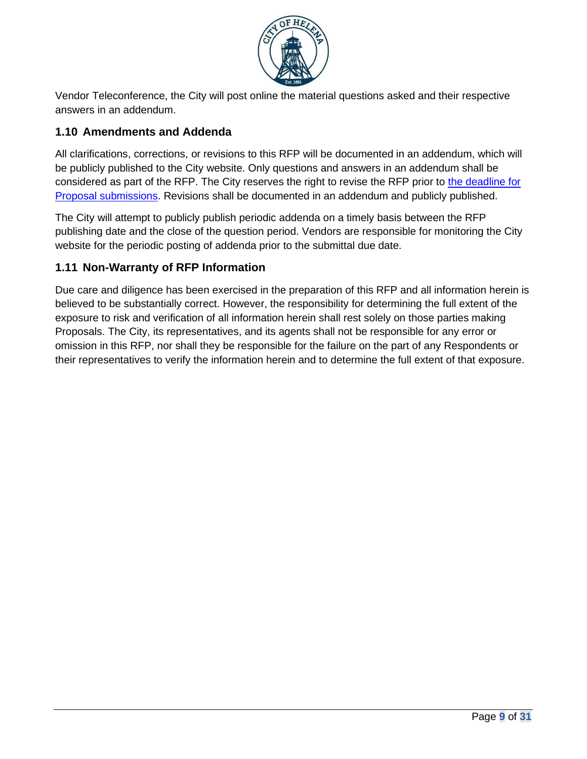Vendor Teleconference, the City will post online the material questions asked and their respective answers in an addendum.

## 1.10 Amendments and Addenda

All clarifications, corrections, or revisions to this RFP will be documented in an addendum, which will be publicly published to the City website. Only questions and answers in an addendum shall be considered as part of the RFP. The City reserves the right to revise the RFP prior to the deadline for Proposal submissions. Revisions shall be documented in an addendum and publicly published.

The City will attempt to publicly publish periodic addenda on a timely basis between the RFP publishing date and the close of the question period. Vendors are responsible for monitoring the City website for the periodic posting of addenda prior to the submittal due date.

## 1.11 Non-Warranty of RFP Information

Due care and diligence has been exercised in the preparation of this RFP and all information herein is believed to be substantially correct. However, the responsibility for determining the full extent of the exposure to risk and verification of all information herein shall rest solely on those parties making Proposals. The City, its representatives, and its agents shall not be responsible for any error or omission in this RFP, nor shall they be responsible for the failure on the part of any Respondents or their representatives to verify the information herein and to determine the full extent of that exposure.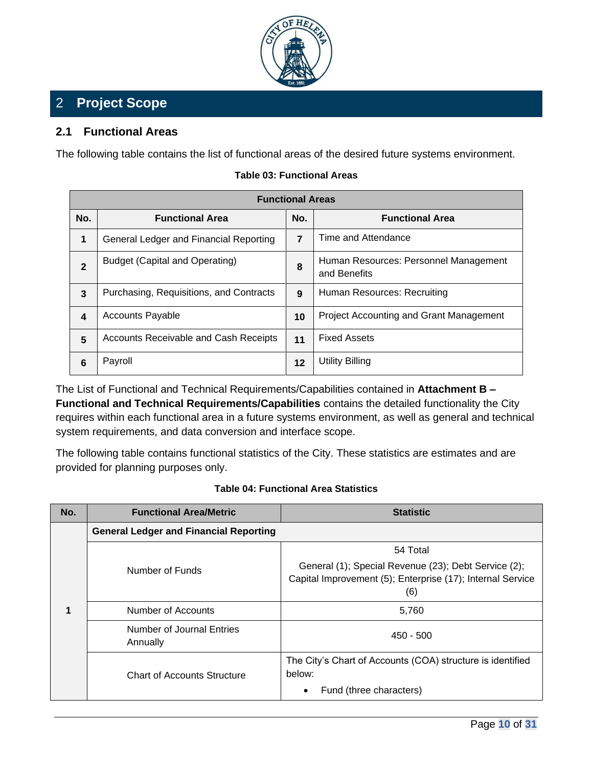## 2 Project Scope

### 2.1 Functional Areas

The following table contains the list of functional areas of the desired future systems environment.

**Table 03: Functional Areas**

| Functional Areas | | | |
|---|---|---|---|
| **No.** | **Functional Area** | **No.** | **Functional Area** |
| **1** | General Ledger and Financial Reporting | **7** | Time and Attendance |
| **2** | Budget (Capital and Operating) | **8** | Human Resources: Personnel Management and Benefits |
| **3** | Purchasing, Requisitions, and Contracts | **9** | Human Resources: Recruiting |
| **4** | Accounts Payable | **10** | Project Accounting and Grant Management |
| **5** | Accounts Receivable and Cash Receipts | **11** | Fixed Assets |
| **6** | Payroll | **12** | Utility Billing |

The List of Functional and Technical Requirements/Capabilities contained in **Attachment B – Functional and Technical Requirements/Capabilities** contains the detailed functionality the City requires within each functional area in a future systems environment, as well as general and technical system requirements, and data conversion and interface scope.

The following table contains functional statistics of the City. These statistics are estimates and are provided for planning purposes only.

**Table 04: Functional Area Statistics**

| No. | Functional Area/Metric | Statistic |
|---|---|---|
| 1 | **General Ledger and Financial Reporting** | |
| | Number of Funds | 54 Total<br>General (1); Special Revenue (23); Debt Service (2); Capital Improvement (5); Enterprise (17); Internal Service (6) |
| | Number of Accounts | 5,760 |
| | Number of Journal Entries Annually | 450 - 500 |
| | Chart of Accounts Structure | The City's Chart of Accounts (COA) structure is identified below:<br>• Fund (three characters) |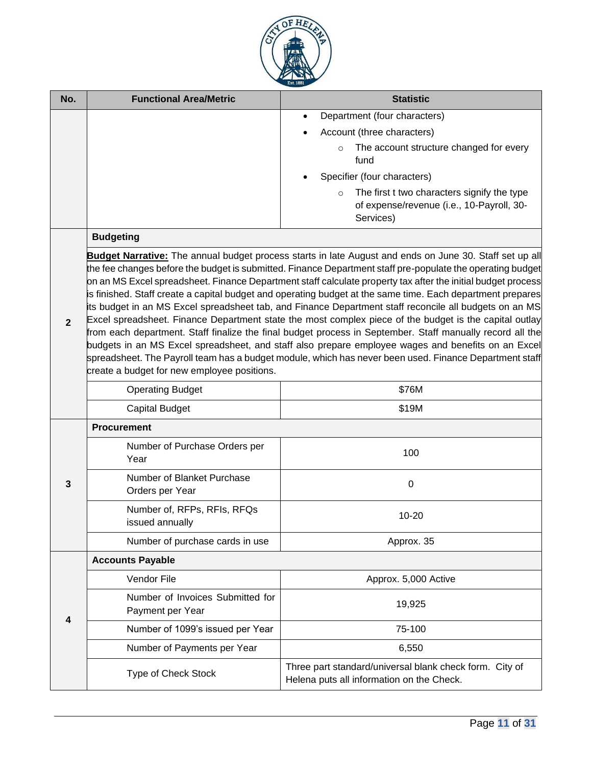| No. | Functional Area/Metric | Statistic |
|---|---|---|
| | | • Department (four characters)<br>• Account (three characters)<br>  ○ The account structure changed for every fund<br>• Specifier (four characters)<br>  ○ The first t two characters signify the type of expense/revenue (i.e., 10-Payroll, 30-Services) |
| 2 | **Budgeting** | |
| | **Budget Narrative:** The annual budget process starts in late August and ends on June 30. Staff set up all the fee changes before the budget is submitted. Finance Department staff pre-populate the operating budget on an MS Excel spreadsheet. Finance Department staff calculate property tax after the initial budget process is finished. Staff create a capital budget and operating budget at the same time. Each department prepares its budget in an MS Excel spreadsheet tab, and Finance Department staff reconcile all budgets on an MS Excel spreadsheet. Finance Department state the most complex piece of the budget is the capital outlay from each department. Staff finalize the final budget process in September. Staff manually record all the budgets in an MS Excel spreadsheet, and staff also prepare employee wages and benefits on an Excel spreadsheet. The Payroll team has a budget module, which has never been used. Finance Department staff create a budget for new employee positions. | |
| | Operating Budget | $76M |
| | Capital Budget | $19M |
| 3 | **Procurement** | |
| | Number of Purchase Orders per Year | 100 |
| | Number of Blanket Purchase Orders per Year | 0 |
| | Number of, RFPs, RFIs, RFQs issued annually | 10-20 |
| | Number of purchase cards in use | Approx. 35 |
| 4 | **Accounts Payable** | |
| | Vendor File | Approx. 5,000 Active |
| | Number of Invoices Submitted for Payment per Year | 19,925 |
| | Number of 1099's issued per Year | 75-100 |
| | Number of Payments per Year | 6,550 |
| | Type of Check Stock | Three part standard/universal blank check form. City of Helena puts all information on the Check. |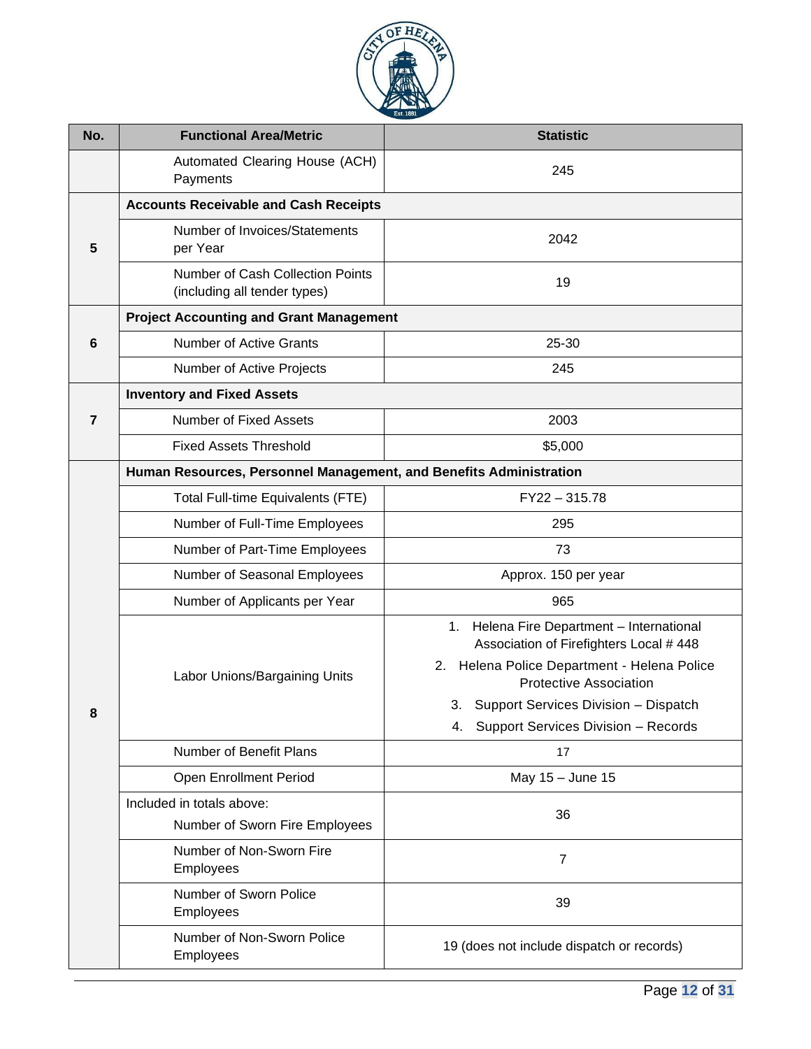| No. | Functional Area/Metric | Statistic |
|---|---|---|
| | Automated Clearing House (ACH) Payments | 245 |
| 5 | **Accounts Receivable and Cash Receipts** | |
| | Number of Invoices/Statements per Year | 2042 |
| | Number of Cash Collection Points (including all tender types) | 19 |
| 6 | **Project Accounting and Grant Management** | |
| | Number of Active Grants | 25-30 |
| | Number of Active Projects | 245 |
| 7 | **Inventory and Fixed Assets** | |
| | Number of Fixed Assets | 2003 |
| | Fixed Assets Threshold | $5,000 |
| 8 | **Human Resources, Personnel Management, and Benefits Administration** | |
| | Total Full-time Equivalents (FTE) | FY22 – 315.78 |
| | Number of Full-Time Employees | 295 |
| | Number of Part-Time Employees | 73 |
| | Number of Seasonal Employees | Approx. 150 per year |
| | Number of Applicants per Year | 965 |
| | Labor Unions/Bargaining Units | 1. Helena Fire Department – International Association of Firefighters Local # 448<br>2. Helena Police Department - Helena Police Protective Association<br>3. Support Services Division – Dispatch<br>4. Support Services Division – Records |
| | Number of Benefit Plans | 17 |
| | Open Enrollment Period | May 15 – June 15 |
| | Included in totals above:<br>Number of Sworn Fire Employees | 36 |
| | Number of Non-Sworn Fire Employees | 7 |
| | Number of Sworn Police Employees | 39 |
| | Number of Non-Sworn Police Employees | 19 (does not include dispatch or records) |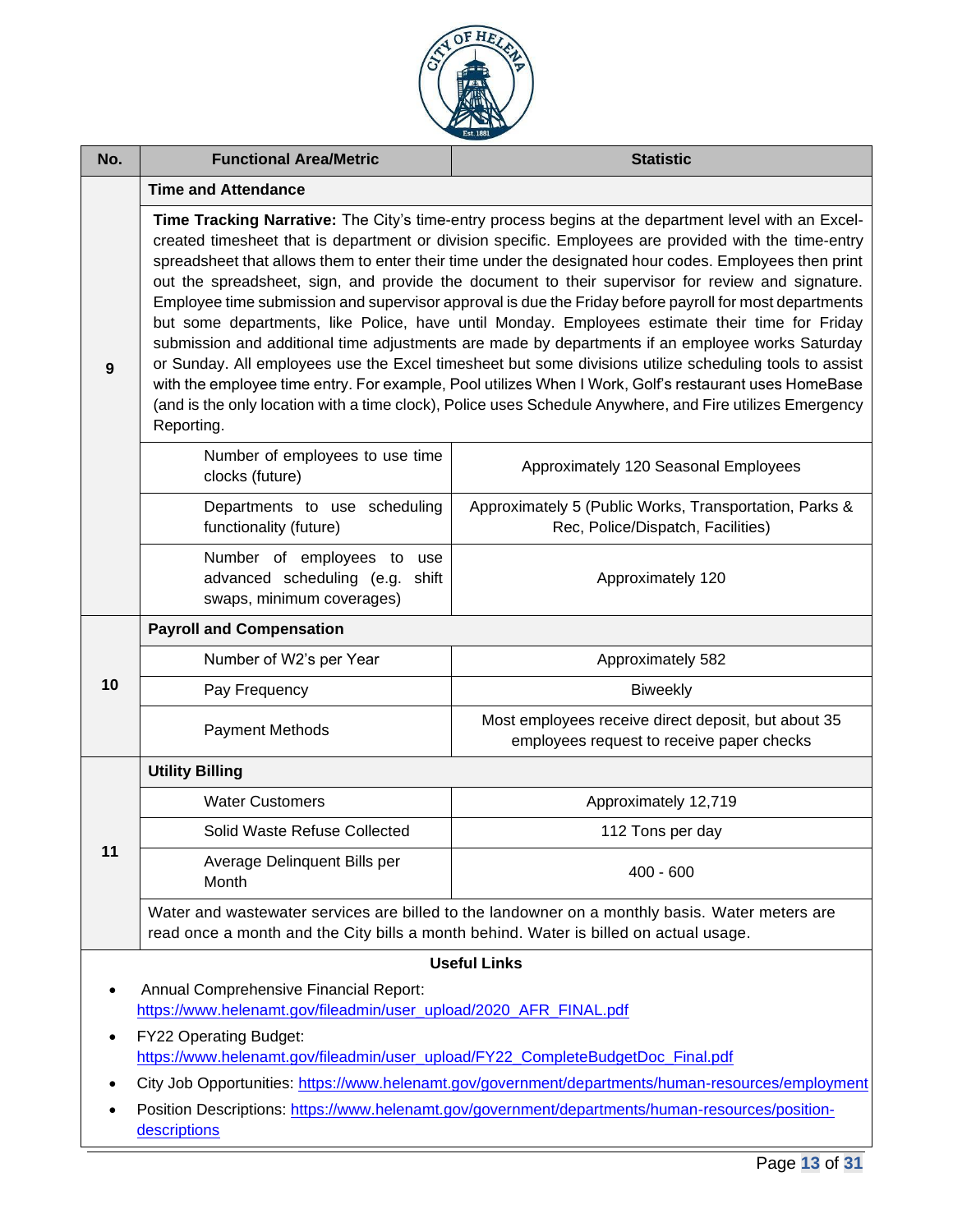| No. | Functional Area/Metric | Statistic |
|---|---|---|
| 9 | **Time and Attendance** | |
| | **Time Tracking Narrative:** The City's time-entry process begins at the department level with an Excel-created timesheet that is department or division specific. Employees are provided with the time-entry spreadsheet that allows them to enter their time under the designated hour codes. Employees then print out the spreadsheet, sign, and provide the document to their supervisor for review and signature. Employee time submission and supervisor approval is due the Friday before payroll for most departments but some departments, like Police, have until Monday. Employees estimate their time for Friday submission and additional time adjustments are made by departments if an employee works Saturday or Sunday. All employees use the Excel timesheet but some divisions utilize scheduling tools to assist with the employee time entry. For example, Pool utilizes When I Work, Golf's restaurant uses HomeBase (and is the only location with a time clock), Police uses Schedule Anywhere, and Fire utilizes Emergency Reporting. | |
| | Number of employees to use time clocks (future) | Approximately 120 Seasonal Employees |
| | Departments to use scheduling functionality (future) | Approximately 5 (Public Works, Transportation, Parks & Rec, Police/Dispatch, Facilities) |
| | Number of employees to use advanced scheduling (e.g. shift swaps, minimum coverages) | Approximately 120 |
| 10 | **Payroll and Compensation** | |
| | Number of W2's per Year | Approximately 582 |
| | Pay Frequency | Biweekly |
| | Payment Methods | Most employees receive direct deposit, but about 35 employees request to receive paper checks |
| 11 | **Utility Billing** | |
| | Water Customers | Approximately 12,719 |
| | Solid Waste Refuse Collected | 112 Tons per day |
| | Average Delinquent Bills per Month | 400 - 600 |
| | Water and wastewater services are billed to the landowner on a monthly basis. Water meters are read once a month and the City bills a month behind. Water is billed on actual usage. | |

**Useful Links**

- Annual Comprehensive Financial Report: https://www.helenamt.gov/fileadmin/user_upload/2020_AFR_FINAL.pdf
- FY22 Operating Budget: https://www.helenamt.gov/fileadmin/user_upload/FY22_CompleteBudgetDoc_Final.pdf
- City Job Opportunities: https://www.helenamt.gov/government/departments/human-resources/employment
- Position Descriptions: https://www.helenamt.gov/government/departments/human-resources/position-descriptions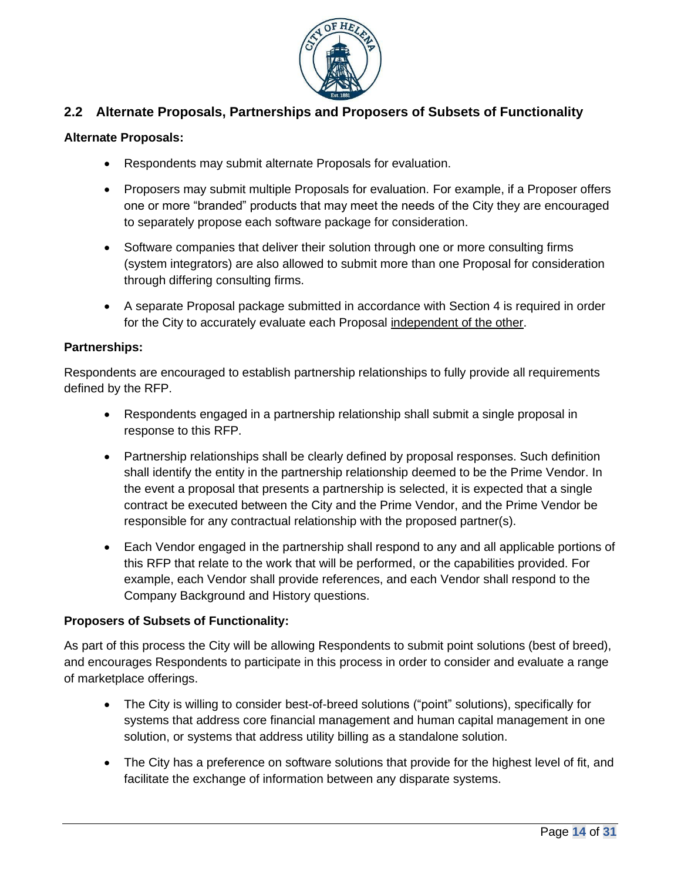## 2.2 Alternate Proposals, Partnerships and Proposers of Subsets of Functionality

**Alternate Proposals:**

- Respondents may submit alternate Proposals for evaluation.
- Proposers may submit multiple Proposals for evaluation. For example, if a Proposer offers one or more "branded" products that may meet the needs of the City they are encouraged to separately propose each software package for consideration.
- Software companies that deliver their solution through one or more consulting firms (system integrators) are also allowed to submit more than one Proposal for consideration through differing consulting firms.
- A separate Proposal package submitted in accordance with Section 4 is required in order for the City to accurately evaluate each Proposal <u>independent of the other</u>.

**Partnerships:**

Respondents are encouraged to establish partnership relationships to fully provide all requirements defined by the RFP.

- Respondents engaged in a partnership relationship shall submit a single proposal in response to this RFP.
- Partnership relationships shall be clearly defined by proposal responses. Such definition shall identify the entity in the partnership relationship deemed to be the Prime Vendor. In the event a proposal that presents a partnership is selected, it is expected that a single contract be executed between the City and the Prime Vendor, and the Prime Vendor be responsible for any contractual relationship with the proposed partner(s).
- Each Vendor engaged in the partnership shall respond to any and all applicable portions of this RFP that relate to the work that will be performed, or the capabilities provided. For example, each Vendor shall provide references, and each Vendor shall respond to the Company Background and History questions.

**Proposers of Subsets of Functionality:**

As part of this process the City will be allowing Respondents to submit point solutions (best of breed), and encourages Respondents to participate in this process in order to consider and evaluate a range of marketplace offerings.

- The City is willing to consider best-of-breed solutions ("point" solutions), specifically for systems that address core financial management and human capital management in one solution, or systems that address utility billing as a standalone solution.
- The City has a preference on software solutions that provide for the highest level of fit, and facilitate the exchange of information between any disparate systems.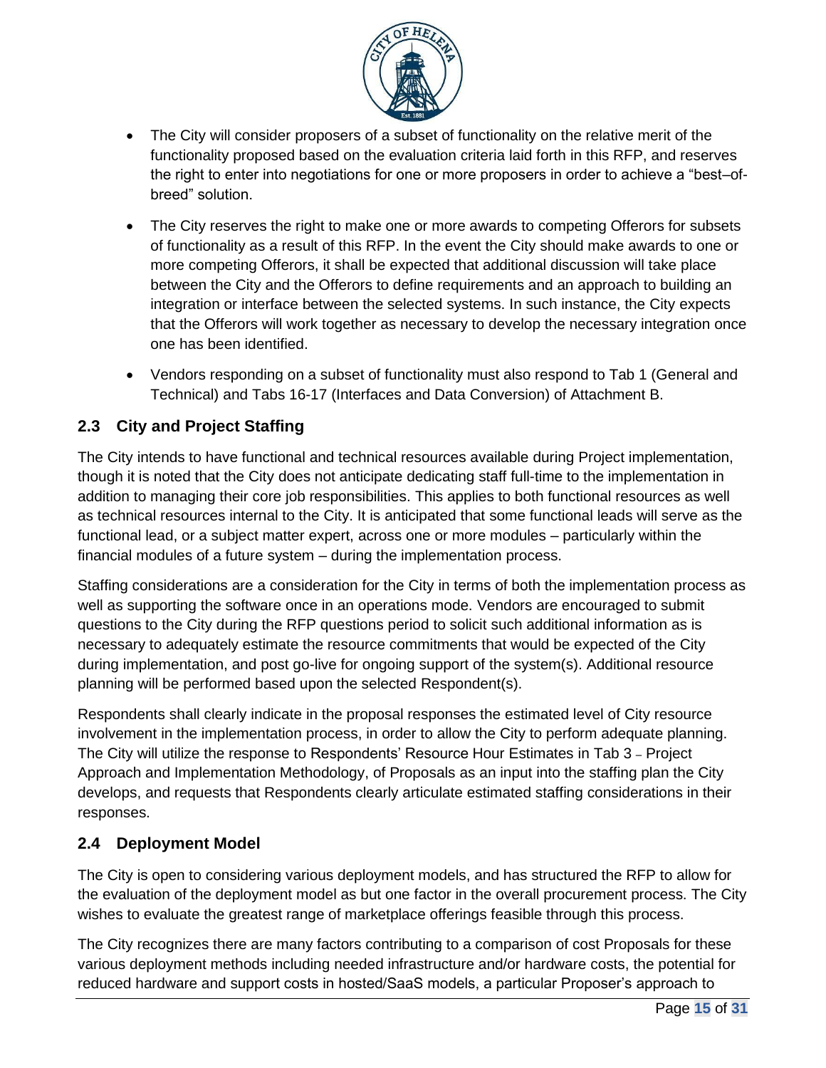- The City will consider proposers of a subset of functionality on the relative merit of the functionality proposed based on the evaluation criteria laid forth in this RFP, and reserves the right to enter into negotiations for one or more proposers in order to achieve a "best–of-breed" solution.
- The City reserves the right to make one or more awards to competing Offerors for subsets of functionality as a result of this RFP. In the event the City should make awards to one or more competing Offerors, it shall be expected that additional discussion will take place between the City and the Offerors to define requirements and an approach to building an integration or interface between the selected systems. In such instance, the City expects that the Offerors will work together as necessary to develop the necessary integration once one has been identified.
- Vendors responding on a subset of functionality must also respond to Tab 1 (General and Technical) and Tabs 16-17 (Interfaces and Data Conversion) of Attachment B.

## 2.3 City and Project Staffing

The City intends to have functional and technical resources available during Project implementation, though it is noted that the City does not anticipate dedicating staff full-time to the implementation in addition to managing their core job responsibilities. This applies to both functional resources as well as technical resources internal to the City. It is anticipated that some functional leads will serve as the functional lead, or a subject matter expert, across one or more modules – particularly within the financial modules of a future system – during the implementation process.

Staffing considerations are a consideration for the City in terms of both the implementation process as well as supporting the software once in an operations mode. Vendors are encouraged to submit questions to the City during the RFP questions period to solicit such additional information as is necessary to adequately estimate the resource commitments that would be expected of the City during implementation, and post go-live for ongoing support of the system(s). Additional resource planning will be performed based upon the selected Respondent(s).

Respondents shall clearly indicate in the proposal responses the estimated level of City resource involvement in the implementation process, in order to allow the City to perform adequate planning. The City will utilize the response to Respondents' Resource Hour Estimates in Tab 3 – Project Approach and Implementation Methodology, of Proposals as an input into the staffing plan the City develops, and requests that Respondents clearly articulate estimated staffing considerations in their responses.

## 2.4 Deployment Model

The City is open to considering various deployment models, and has structured the RFP to allow for the evaluation of the deployment model as but one factor in the overall procurement process. The City wishes to evaluate the greatest range of marketplace offerings feasible through this process.

The City recognizes there are many factors contributing to a comparison of cost Proposals for these various deployment methods including needed infrastructure and/or hardware costs, the potential for reduced hardware and support costs in hosted/SaaS models, a particular Proposer's approach to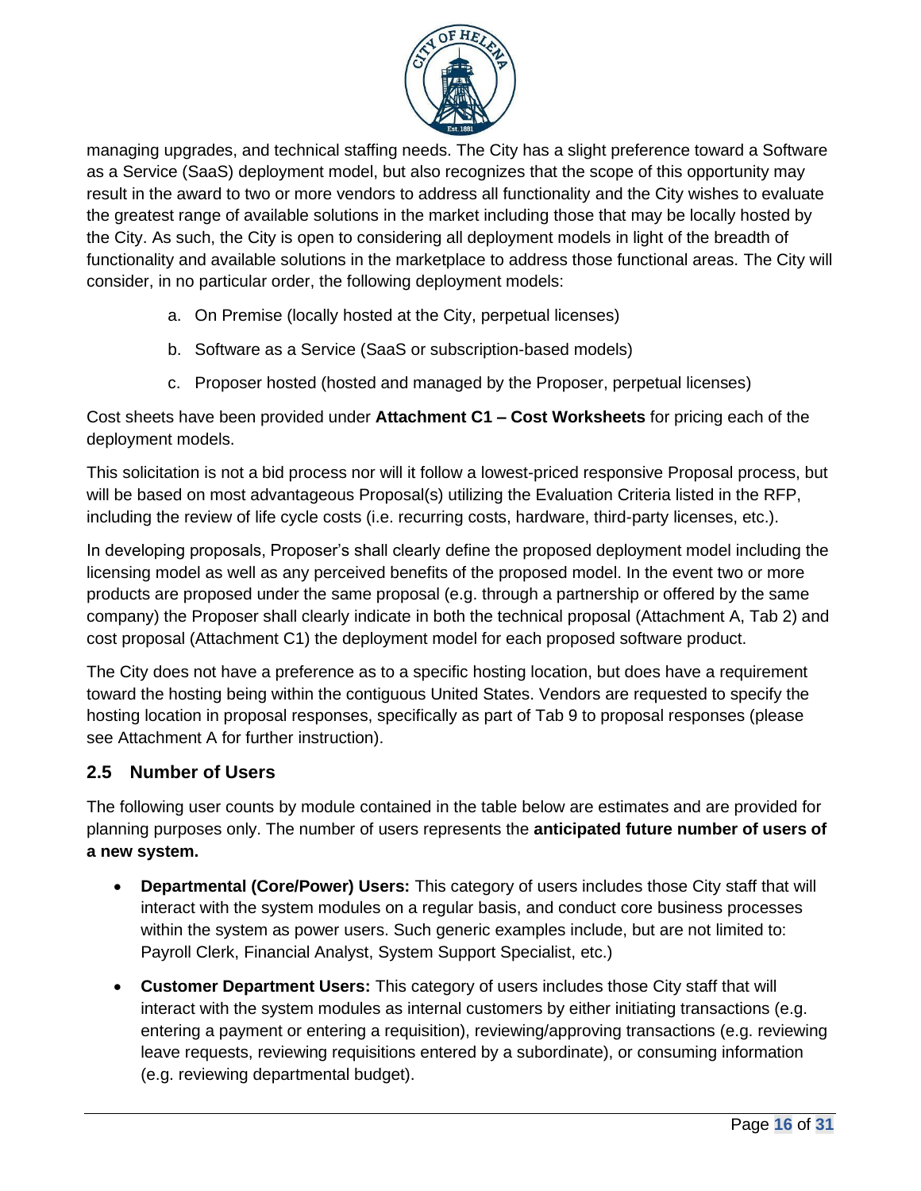managing upgrades, and technical staffing needs. The City has a slight preference toward a Software as a Service (SaaS) deployment model, but also recognizes that the scope of this opportunity may result in the award to two or more vendors to address all functionality and the City wishes to evaluate the greatest range of available solutions in the market including those that may be locally hosted by the City. As such, the City is open to considering all deployment models in light of the breadth of functionality and available solutions in the marketplace to address those functional areas. The City will consider, in no particular order, the following deployment models:

a. On Premise (locally hosted at the City, perpetual licenses)

b. Software as a Service (SaaS or subscription-based models)

c. Proposer hosted (hosted and managed by the Proposer, perpetual licenses)

Cost sheets have been provided under **Attachment C1 – Cost Worksheets** for pricing each of the deployment models.

This solicitation is not a bid process nor will it follow a lowest-priced responsive Proposal process, but will be based on most advantageous Proposal(s) utilizing the Evaluation Criteria listed in the RFP, including the review of life cycle costs (i.e. recurring costs, hardware, third-party licenses, etc.).

In developing proposals, Proposer's shall clearly define the proposed deployment model including the licensing model as well as any perceived benefits of the proposed model. In the event two or more products are proposed under the same proposal (e.g. through a partnership or offered by the same company) the Proposer shall clearly indicate in both the technical proposal (Attachment A, Tab 2) and cost proposal (Attachment C1) the deployment model for each proposed software product.

The City does not have a preference as to a specific hosting location, but does have a requirement toward the hosting being within the contiguous United States. Vendors are requested to specify the hosting location in proposal responses, specifically as part of Tab 9 to proposal responses (please see Attachment A for further instruction).

## 2.5 Number of Users

The following user counts by module contained in the table below are estimates and are provided for planning purposes only. The number of users represents the **anticipated future number of users of a new system.**

- **Departmental (Core/Power) Users:** This category of users includes those City staff that will interact with the system modules on a regular basis, and conduct core business processes within the system as power users. Such generic examples include, but are not limited to: Payroll Clerk, Financial Analyst, System Support Specialist, etc.)
- **Customer Department Users:** This category of users includes those City staff that will interact with the system modules as internal customers by either initiating transactions (e.g. entering a payment or entering a requisition), reviewing/approving transactions (e.g. reviewing leave requests, reviewing requisitions entered by a subordinate), or consuming information (e.g. reviewing departmental budget).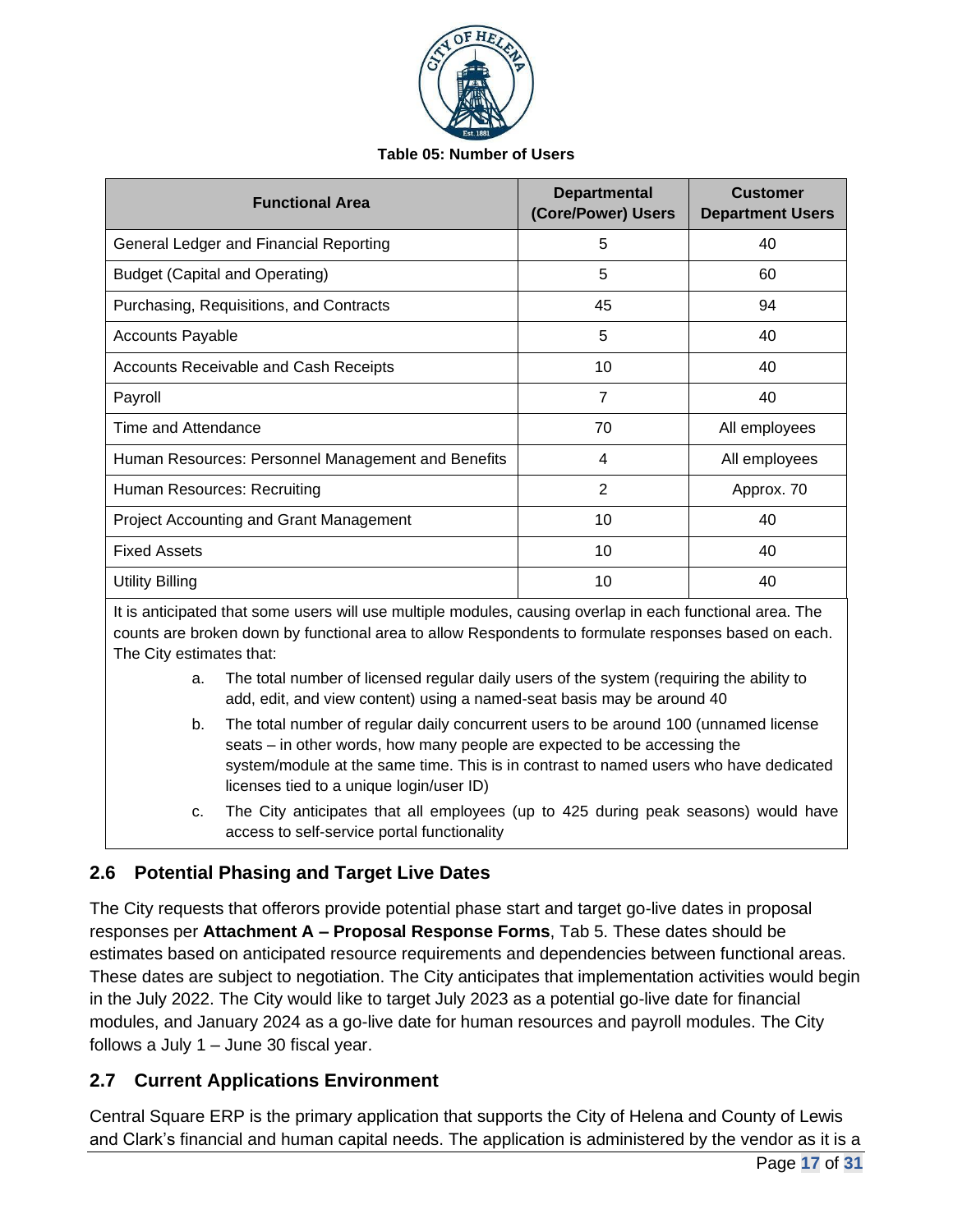**Table 05: Number of Users**

| Functional Area | Departmental (Core/Power) Users | Customer Department Users |
| --- | --- | --- |
| General Ledger and Financial Reporting | 5 | 40 |
| Budget (Capital and Operating) | 5 | 60 |
| Purchasing, Requisitions, and Contracts | 45 | 94 |
| Accounts Payable | 5 | 40 |
| Accounts Receivable and Cash Receipts | 10 | 40 |
| Payroll | 7 | 40 |
| Time and Attendance | 70 | All employees |
| Human Resources: Personnel Management and Benefits | 4 | All employees |
| Human Resources: Recruiting | 2 | Approx. 70 |
| Project Accounting and Grant Management | 10 | 40 |
| Fixed Assets | 10 | 40 |
| Utility Billing | 10 | 40 |

It is anticipated that some users will use multiple modules, causing overlap in each functional area. The counts are broken down by functional area to allow Respondents to formulate responses based on each. The City estimates that:

a. The total number of licensed regular daily users of the system (requiring the ability to add, edit, and view content) using a named-seat basis may be around 40

b. The total number of regular daily concurrent users to be around 100 (unnamed license seats – in other words, how many people are expected to be accessing the system/module at the same time. This is in contrast to named users who have dedicated licenses tied to a unique login/user ID)

c. The City anticipates that all employees (up to 425 during peak seasons) would have access to self-service portal functionality

## 2.6 Potential Phasing and Target Live Dates

The City requests that offerors provide potential phase start and target go-live dates in proposal responses per **Attachment A – Proposal Response Forms**, Tab 5. These dates should be estimates based on anticipated resource requirements and dependencies between functional areas. These dates are subject to negotiation. The City anticipates that implementation activities would begin in the July 2022. The City would like to target July 2023 as a potential go-live date for financial modules, and January 2024 as a go-live date for human resources and payroll modules. The City follows a July 1 – June 30 fiscal year.

## 2.7 Current Applications Environment

Central Square ERP is the primary application that supports the City of Helena and County of Lewis and Clark's financial and human capital needs. The application is administered by the vendor as it is a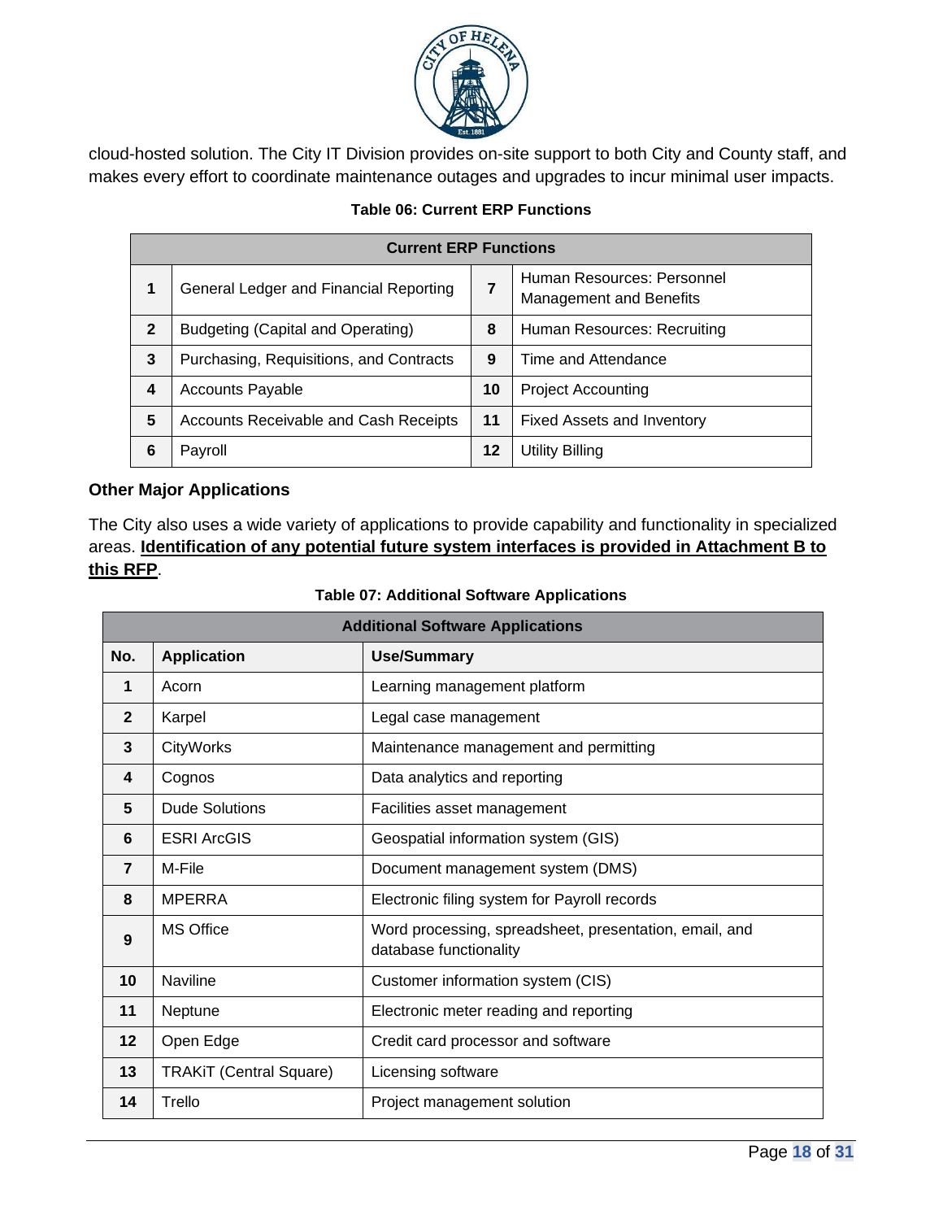cloud-hosted solution. The City IT Division provides on-site support to both City and County staff, and makes every effort to coordinate maintenance outages and upgrades to incur minimal user impacts.

**Table 06: Current ERP Functions**

| Current ERP Functions | | | |
|---|---|---|---|
| **1** | General Ledger and Financial Reporting | **7** | Human Resources: Personnel Management and Benefits |
| **2** | Budgeting (Capital and Operating) | **8** | Human Resources: Recruiting |
| **3** | Purchasing, Requisitions, and Contracts | **9** | Time and Attendance |
| **4** | Accounts Payable | **10** | Project Accounting |
| **5** | Accounts Receivable and Cash Receipts | **11** | Fixed Assets and Inventory |
| **6** | Payroll | **12** | Utility Billing |

**Other Major Applications**

The City also uses a wide variety of applications to provide capability and functionality in specialized areas. **Identification of any potential future system interfaces is provided in Attachment B to this RFP**.

**Table 07: Additional Software Applications**

| No. | Application | Use/Summary |
|---|---|---|
| **1** | Acorn | Learning management platform |
| **2** | Karpel | Legal case management |
| **3** | CityWorks | Maintenance management and permitting |
| **4** | Cognos | Data analytics and reporting |
| **5** | Dude Solutions | Facilities asset management |
| **6** | ESRI ArcGIS | Geospatial information system (GIS) |
| **7** | M-File | Document management system (DMS) |
| **8** | MPERRA | Electronic filing system for Payroll records |
| **9** | MS Office | Word processing, spreadsheet, presentation, email, and database functionality |
| **10** | Naviline | Customer information system (CIS) |
| **11** | Neptune | Electronic meter reading and reporting |
| **12** | Open Edge | Credit card processor and software |
| **13** | TRAKiT (Central Square) | Licensing software |
| **14** | Trello | Project management solution |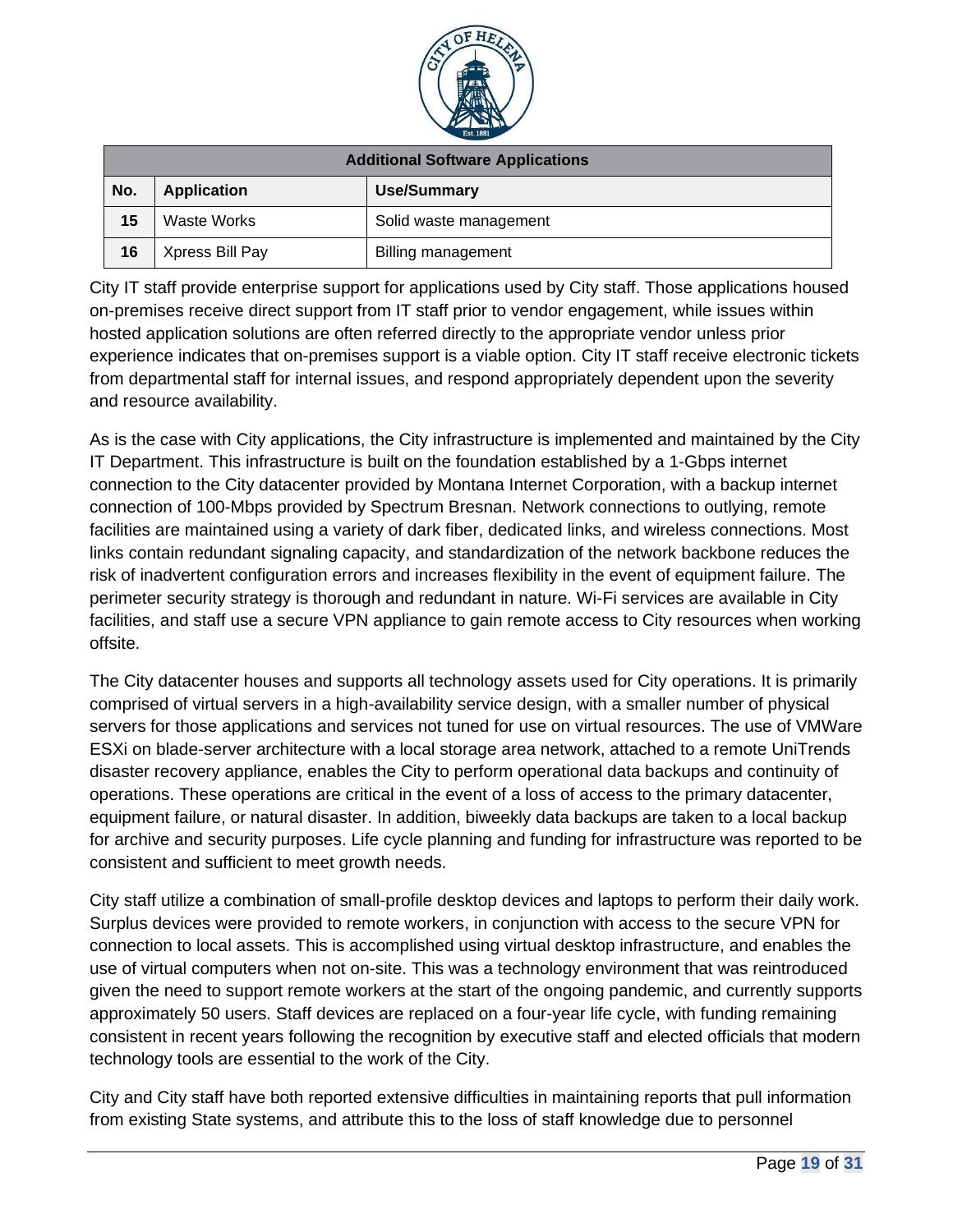| Additional Software Applications | | |
|---|---|---|
| **No.** | **Application** | **Use/Summary** |
| **15** | Waste Works | Solid waste management |
| **16** | Xpress Bill Pay | Billing management |

City IT staff provide enterprise support for applications used by City staff. Those applications housed on-premises receive direct support from IT staff prior to vendor engagement, while issues within hosted application solutions are often referred directly to the appropriate vendor unless prior experience indicates that on-premises support is a viable option. City IT staff receive electronic tickets from departmental staff for internal issues, and respond appropriately dependent upon the severity and resource availability.

As is the case with City applications, the City infrastructure is implemented and maintained by the City IT Department. This infrastructure is built on the foundation established by a 1-Gbps internet connection to the City datacenter provided by Montana Internet Corporation, with a backup internet connection of 100-Mbps provided by Spectrum Bresnan. Network connections to outlying, remote facilities are maintained using a variety of dark fiber, dedicated links, and wireless connections. Most links contain redundant signaling capacity, and standardization of the network backbone reduces the risk of inadvertent configuration errors and increases flexibility in the event of equipment failure. The perimeter security strategy is thorough and redundant in nature. Wi-Fi services are available in City facilities, and staff use a secure VPN appliance to gain remote access to City resources when working offsite.

The City datacenter houses and supports all technology assets used for City operations. It is primarily comprised of virtual servers in a high-availability service design, with a smaller number of physical servers for those applications and services not tuned for use on virtual resources. The use of VMWare ESXi on blade-server architecture with a local storage area network, attached to a remote UniTrends disaster recovery appliance, enables the City to perform operational data backups and continuity of operations. These operations are critical in the event of a loss of access to the primary datacenter, equipment failure, or natural disaster. In addition, biweekly data backups are taken to a local backup for archive and security purposes. Life cycle planning and funding for infrastructure was reported to be consistent and sufficient to meet growth needs.

City staff utilize a combination of small-profile desktop devices and laptops to perform their daily work. Surplus devices were provided to remote workers, in conjunction with access to the secure VPN for connection to local assets. This is accomplished using virtual desktop infrastructure, and enables the use of virtual computers when not on-site. This was a technology environment that was reintroduced given the need to support remote workers at the start of the ongoing pandemic, and currently supports approximately 50 users. Staff devices are replaced on a four-year life cycle, with funding remaining consistent in recent years following the recognition by executive staff and elected officials that modern technology tools are essential to the work of the City.

City and City staff have both reported extensive difficulties in maintaining reports that pull information from existing State systems, and attribute this to the loss of staff knowledge due to personnel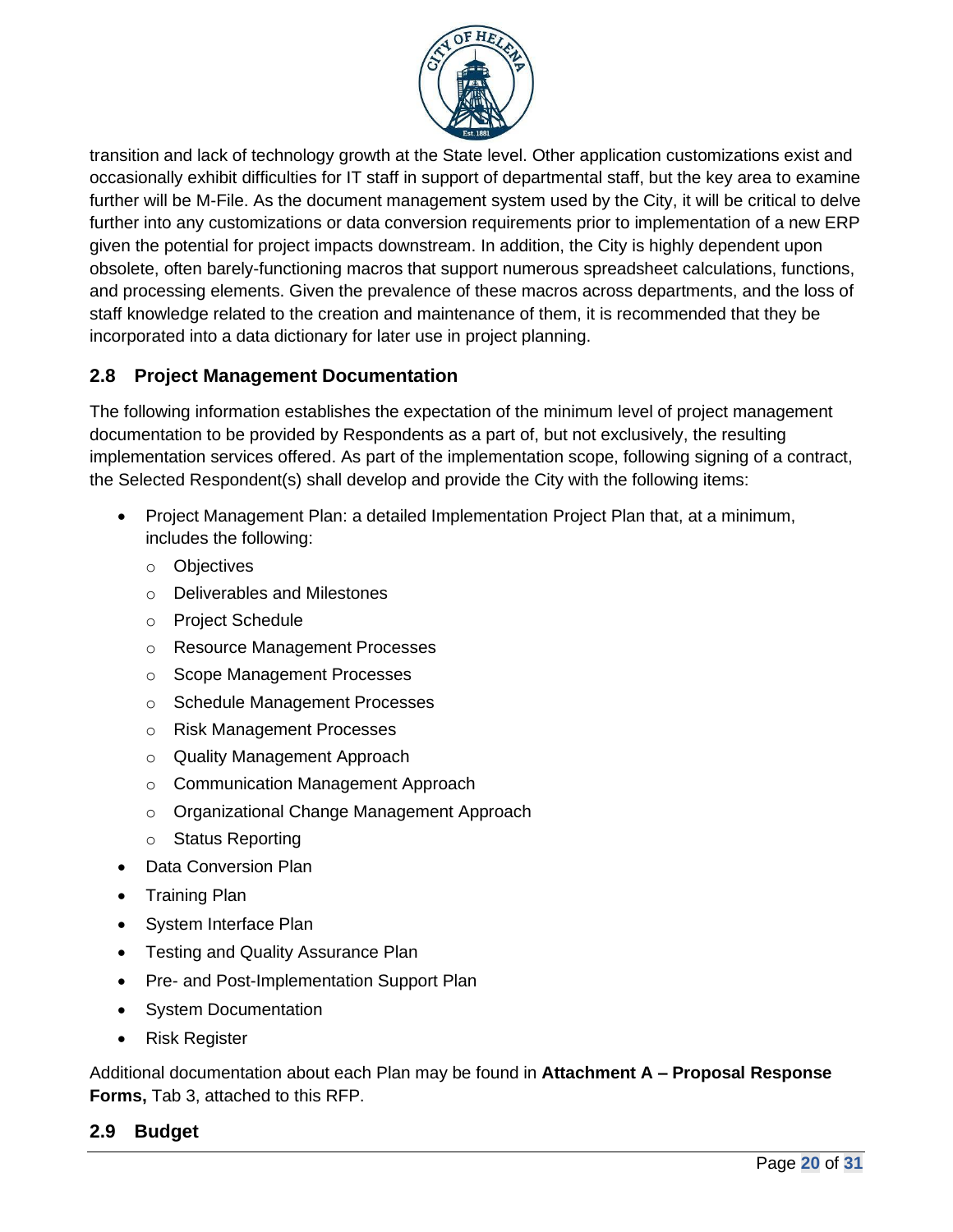transition and lack of technology growth at the State level. Other application customizations exist and occasionally exhibit difficulties for IT staff in support of departmental staff, but the key area to examine further will be M-File. As the document management system used by the City, it will be critical to delve further into any customizations or data conversion requirements prior to implementation of a new ERP given the potential for project impacts downstream. In addition, the City is highly dependent upon obsolete, often barely-functioning macros that support numerous spreadsheet calculations, functions, and processing elements. Given the prevalence of these macros across departments, and the loss of staff knowledge related to the creation and maintenance of them, it is recommended that they be incorporated into a data dictionary for later use in project planning.

## 2.8 Project Management Documentation

The following information establishes the expectation of the minimum level of project management documentation to be provided by Respondents as a part of, but not exclusively, the resulting implementation services offered. As part of the implementation scope, following signing of a contract, the Selected Respondent(s) shall develop and provide the City with the following items:

- Project Management Plan: a detailed Implementation Project Plan that, at a minimum, includes the following:
  - Objectives
  - Deliverables and Milestones
  - Project Schedule
  - Resource Management Processes
  - Scope Management Processes
  - Schedule Management Processes
  - Risk Management Processes
  - Quality Management Approach
  - Communication Management Approach
  - Organizational Change Management Approach
  - Status Reporting
- Data Conversion Plan
- Training Plan
- System Interface Plan
- Testing and Quality Assurance Plan
- Pre- and Post-Implementation Support Plan
- System Documentation
- Risk Register

Additional documentation about each Plan may be found in **Attachment A – Proposal Response Forms,** Tab 3, attached to this RFP.

## 2.9 Budget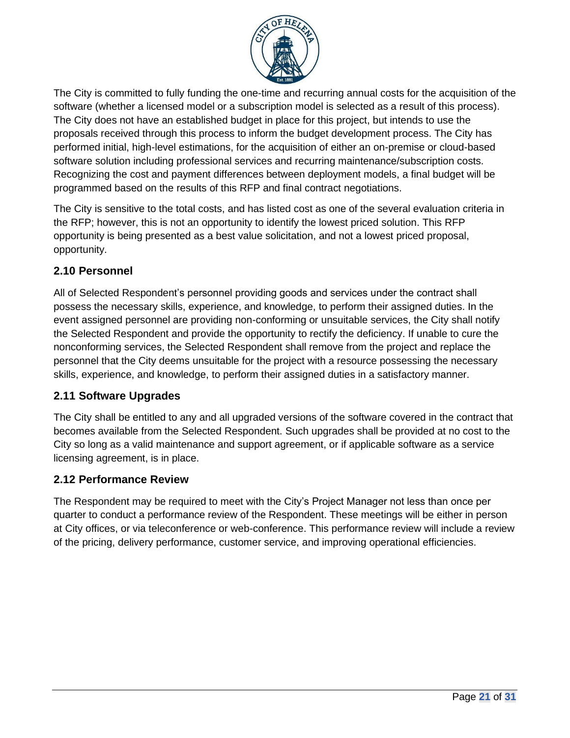The City is committed to fully funding the one-time and recurring annual costs for the acquisition of the software (whether a licensed model or a subscription model is selected as a result of this process). The City does not have an established budget in place for this project, but intends to use the proposals received through this process to inform the budget development process. The City has performed initial, high-level estimations, for the acquisition of either an on-premise or cloud-based software solution including professional services and recurring maintenance/subscription costs. Recognizing the cost and payment differences between deployment models, a final budget will be programmed based on the results of this RFP and final contract negotiations.

The City is sensitive to the total costs, and has listed cost as one of the several evaluation criteria in the RFP; however, this is not an opportunity to identify the lowest priced solution. This RFP opportunity is being presented as a best value solicitation, and not a lowest priced proposal, opportunity.

## 2.10 Personnel

All of Selected Respondent's personnel providing goods and services under the contract shall possess the necessary skills, experience, and knowledge, to perform their assigned duties. In the event assigned personnel are providing non-conforming or unsuitable services, the City shall notify the Selected Respondent and provide the opportunity to rectify the deficiency. If unable to cure the nonconforming services, the Selected Respondent shall remove from the project and replace the personnel that the City deems unsuitable for the project with a resource possessing the necessary skills, experience, and knowledge, to perform their assigned duties in a satisfactory manner.

## 2.11 Software Upgrades

The City shall be entitled to any and all upgraded versions of the software covered in the contract that becomes available from the Selected Respondent. Such upgrades shall be provided at no cost to the City so long as a valid maintenance and support agreement, or if applicable software as a service licensing agreement, is in place.

## 2.12 Performance Review

The Respondent may be required to meet with the City's Project Manager not less than once per quarter to conduct a performance review of the Respondent. These meetings will be either in person at City offices, or via teleconference or web-conference. This performance review will include a review of the pricing, delivery performance, customer service, and improving operational efficiencies.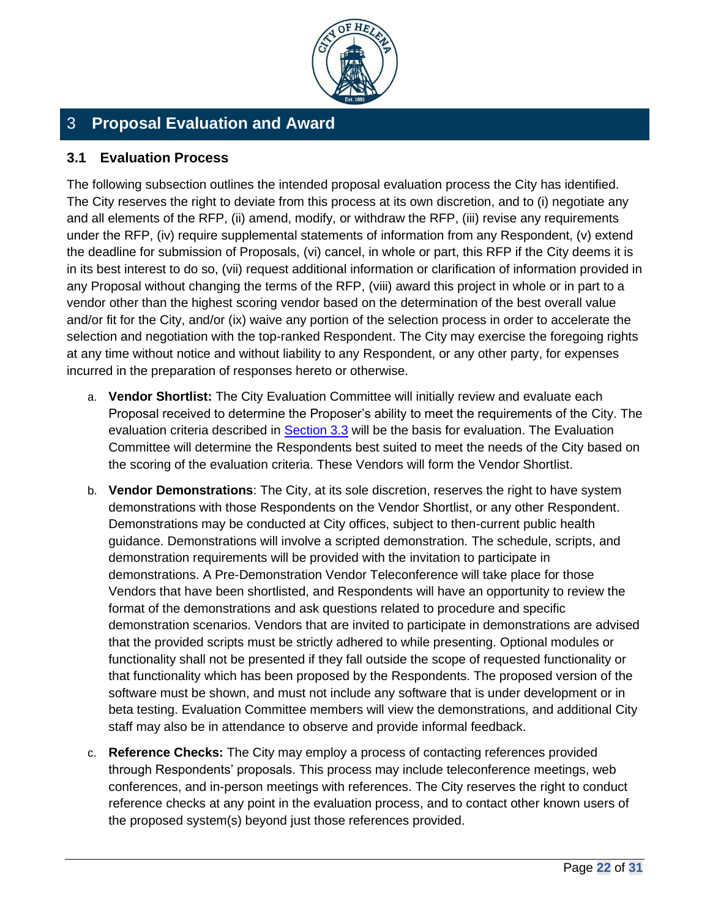# 3 Proposal Evaluation and Award

## 3.1 Evaluation Process

The following subsection outlines the intended proposal evaluation process the City has identified. The City reserves the right to deviate from this process at its own discretion, and to (i) negotiate any and all elements of the RFP, (ii) amend, modify, or withdraw the RFP, (iii) revise any requirements under the RFP, (iv) require supplemental statements of information from any Respondent, (v) extend the deadline for submission of Proposals, (vi) cancel, in whole or part, this RFP if the City deems it is in its best interest to do so, (vii) request additional information or clarification of information provided in any Proposal without changing the terms of the RFP, (viii) award this project in whole or in part to a vendor other than the highest scoring vendor based on the determination of the best overall value and/or fit for the City, and/or (ix) waive any portion of the selection process in order to accelerate the selection and negotiation with the top-ranked Respondent. The City may exercise the foregoing rights at any time without notice and without liability to any Respondent, or any other party, for expenses incurred in the preparation of responses hereto or otherwise.

a. **Vendor Shortlist:** The City Evaluation Committee will initially review and evaluate each Proposal received to determine the Proposer's ability to meet the requirements of the City. The evaluation criteria described in Section 3.3 will be the basis for evaluation. The Evaluation Committee will determine the Respondents best suited to meet the needs of the City based on the scoring of the evaluation criteria. These Vendors will form the Vendor Shortlist.

b. **Vendor Demonstrations**: The City, at its sole discretion, reserves the right to have system demonstrations with those Respondents on the Vendor Shortlist, or any other Respondent. Demonstrations may be conducted at City offices, subject to then-current public health guidance. Demonstrations will involve a scripted demonstration. The schedule, scripts, and demonstration requirements will be provided with the invitation to participate in demonstrations. A Pre-Demonstration Vendor Teleconference will take place for those Vendors that have been shortlisted, and Respondents will have an opportunity to review the format of the demonstrations and ask questions related to procedure and specific demonstration scenarios. Vendors that are invited to participate in demonstrations are advised that the provided scripts must be strictly adhered to while presenting. Optional modules or functionality shall not be presented if they fall outside the scope of requested functionality or that functionality which has been proposed by the Respondents. The proposed version of the software must be shown, and must not include any software that is under development or in beta testing. Evaluation Committee members will view the demonstrations, and additional City staff may also be in attendance to observe and provide informal feedback.

c. **Reference Checks:** The City may employ a process of contacting references provided through Respondents' proposals. This process may include teleconference meetings, web conferences, and in-person meetings with references. The City reserves the right to conduct reference checks at any point in the evaluation process, and to contact other known users of the proposed system(s) beyond just those references provided.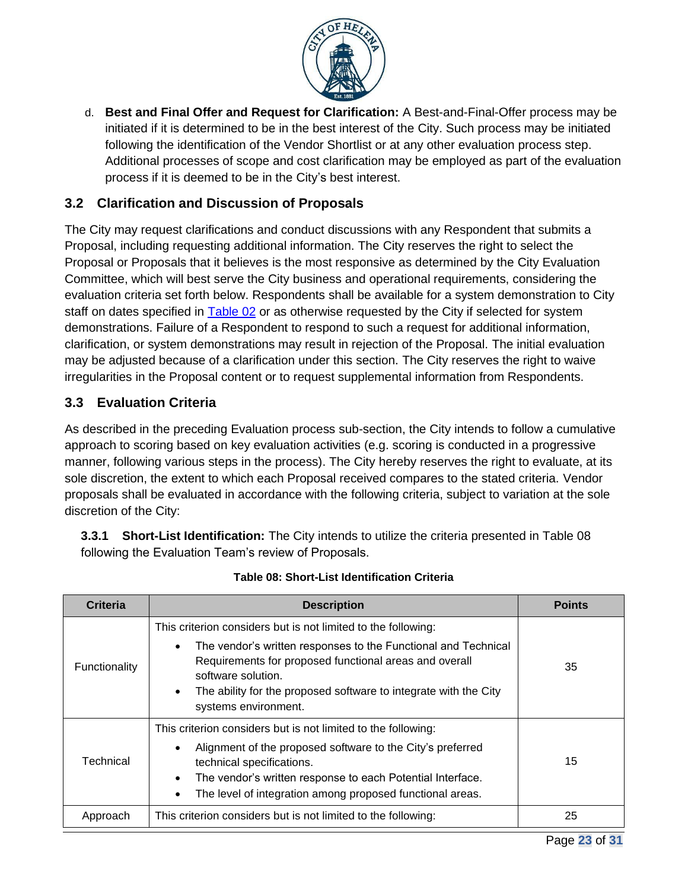d. **Best and Final Offer and Request for Clarification:** A Best-and-Final-Offer process may be initiated if it is determined to be in the best interest of the City. Such process may be initiated following the identification of the Vendor Shortlist or at any other evaluation process step. Additional processes of scope and cost clarification may be employed as part of the evaluation process if it is deemed to be in the City's best interest.

## 3.2 Clarification and Discussion of Proposals

The City may request clarifications and conduct discussions with any Respondent that submits a Proposal, including requesting additional information. The City reserves the right to select the Proposal or Proposals that it believes is the most responsive as determined by the City Evaluation Committee, which will best serve the City business and operational requirements, considering the evaluation criteria set forth below. Respondents shall be available for a system demonstration to City staff on dates specified in Table 02 or as otherwise requested by the City if selected for system demonstrations. Failure of a Respondent to respond to such a request for additional information, clarification, or system demonstrations may result in rejection of the Proposal. The initial evaluation may be adjusted because of a clarification under this section. The City reserves the right to waive irregularities in the Proposal content or to request supplemental information from Respondents.

## 3.3 Evaluation Criteria

As described in the preceding Evaluation process sub-section, the City intends to follow a cumulative approach to scoring based on key evaluation activities (e.g. scoring is conducted in a progressive manner, following various steps in the process). The City hereby reserves the right to evaluate, at its sole discretion, the extent to which each Proposal received compares to the stated criteria. Vendor proposals shall be evaluated in accordance with the following criteria, subject to variation at the sole discretion of the City:

**3.3.1 Short-List Identification:** The City intends to utilize the criteria presented in Table 08 following the Evaluation Team's review of Proposals.

**Table 08: Short-List Identification Criteria**

| Criteria | Description | Points |
|---|---|---|
| Functionality | This criterion considers but is not limited to the following:<br>• The vendor's written responses to the Functional and Technical Requirements for proposed functional areas and overall software solution.<br>• The ability for the proposed software to integrate with the City systems environment. | 35 |
| Technical | This criterion considers but is not limited to the following:<br>• Alignment of the proposed software to the City's preferred technical specifications.<br>• The vendor's written response to each Potential Interface.<br>• The level of integration among proposed functional areas. | 15 |
| Approach | This criterion considers but is not limited to the following: | 25 |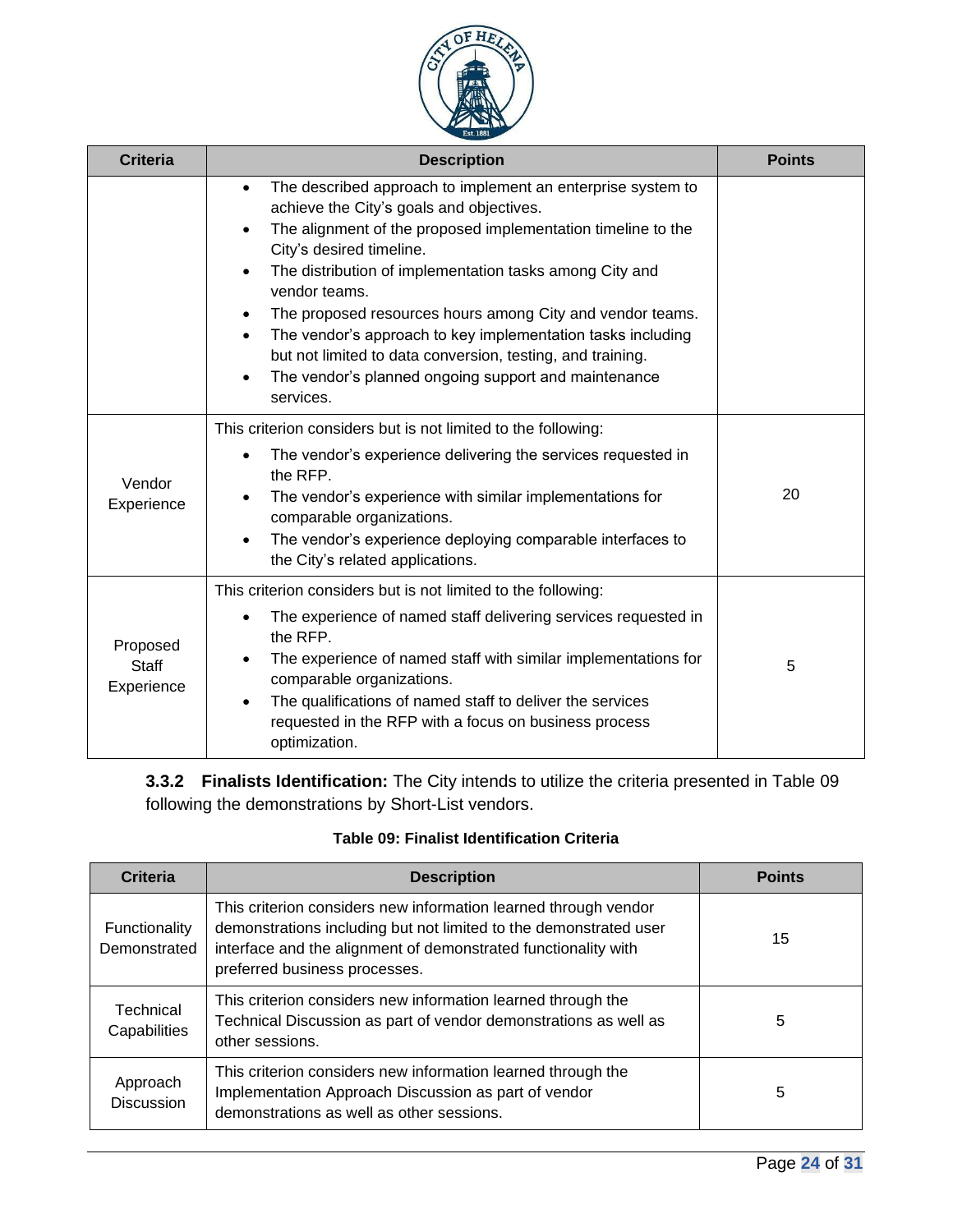| Criteria | Description | Points |
| --- | --- | --- |
| | • The described approach to implement an enterprise system to achieve the City's goals and objectives.<br>• The alignment of the proposed implementation timeline to the City's desired timeline.<br>• The distribution of implementation tasks among City and vendor teams.<br>• The proposed resources hours among City and vendor teams.<br>• The vendor's approach to key implementation tasks including but not limited to data conversion, testing, and training.<br>• The vendor's planned ongoing support and maintenance services. | |
| Vendor Experience | This criterion considers but is not limited to the following:<br>• The vendor's experience delivering the services requested in the RFP.<br>• The vendor's experience with similar implementations for comparable organizations.<br>• The vendor's experience deploying comparable interfaces to the City's related applications. | 20 |
| Proposed Staff Experience | This criterion considers but is not limited to the following:<br>• The experience of named staff delivering services requested in the RFP.<br>• The experience of named staff with similar implementations for comparable organizations.<br>• The qualifications of named staff to deliver the services requested in the RFP with a focus on business process optimization. | 5 |

**3.3.2 Finalists Identification:** The City intends to utilize the criteria presented in Table 09 following the demonstrations by Short-List vendors.

**Table 09: Finalist Identification Criteria**

| Criteria | Description | Points |
| --- | --- | --- |
| Functionality Demonstrated | This criterion considers new information learned through vendor demonstrations including but not limited to the demonstrated user interface and the alignment of demonstrated functionality with preferred business processes. | 15 |
| Technical Capabilities | This criterion considers new information learned through the Technical Discussion as part of vendor demonstrations as well as other sessions. | 5 |
| Approach Discussion | This criterion considers new information learned through the Implementation Approach Discussion as part of vendor demonstrations as well as other sessions. | 5 |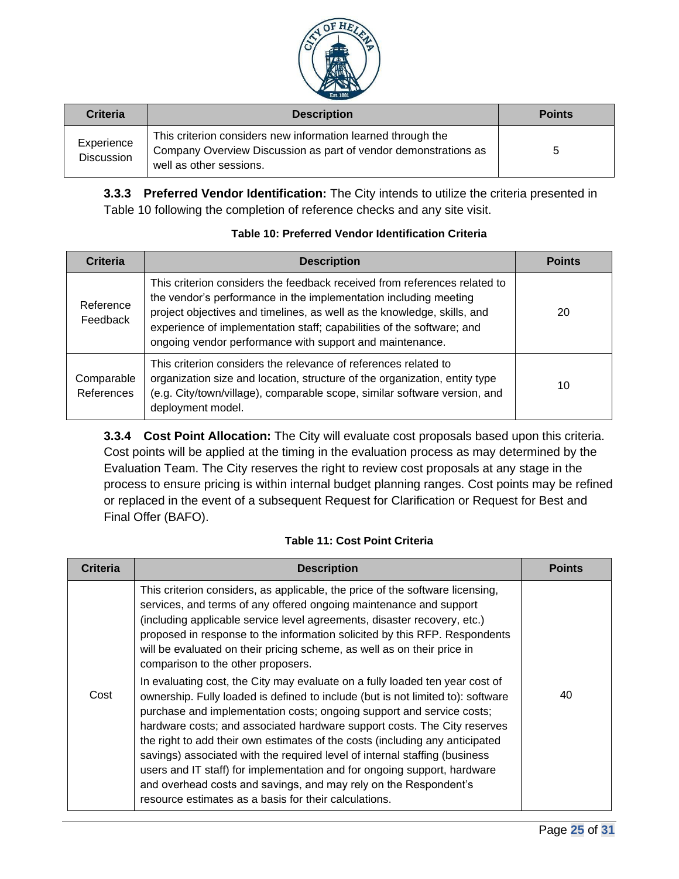| Criteria | Description | Points |
| --- | --- | --- |
| Experience Discussion | This criterion considers new information learned through the Company Overview Discussion as part of vendor demonstrations as well as other sessions. | 5 |

**3.3.3 Preferred Vendor Identification:** The City intends to utilize the criteria presented in Table 10 following the completion of reference checks and any site visit.

**Table 10: Preferred Vendor Identification Criteria**

| Criteria | Description | Points |
| --- | --- | --- |
| Reference Feedback | This criterion considers the feedback received from references related to the vendor's performance in the implementation including meeting project objectives and timelines, as well as the knowledge, skills, and experience of implementation staff; capabilities of the software; and ongoing vendor performance with support and maintenance. | 20 |
| Comparable References | This criterion considers the relevance of references related to organization size and location, structure of the organization, entity type (e.g. City/town/village), comparable scope, similar software version, and deployment model. | 10 |

**3.3.4 Cost Point Allocation:** The City will evaluate cost proposals based upon this criteria. Cost points will be applied at the timing in the evaluation process as may determined by the Evaluation Team. The City reserves the right to review cost proposals at any stage in the process to ensure pricing is within internal budget planning ranges. Cost points may be refined or replaced in the event of a subsequent Request for Clarification or Request for Best and Final Offer (BAFO).

**Table 11: Cost Point Criteria**

| Criteria | Description | Points |
| --- | --- | --- |
| Cost | This criterion considers, as applicable, the price of the software licensing, services, and terms of any offered ongoing maintenance and support (including applicable service level agreements, disaster recovery, etc.) proposed in response to the information solicited by this RFP. Respondents will be evaluated on their pricing scheme, as well as on their price in comparison to the other proposers.<br><br>In evaluating cost, the City may evaluate on a fully loaded ten year cost of ownership. Fully loaded is defined to include (but is not limited to): software purchase and implementation costs; ongoing support and service costs; hardware costs; and associated hardware support costs. The City reserves the right to add their own estimates of the costs (including any anticipated savings) associated with the required level of internal staffing (business users and IT staff) for implementation and for ongoing support, hardware and overhead costs and savings, and may rely on the Respondent's resource estimates as a basis for their calculations. | 40 |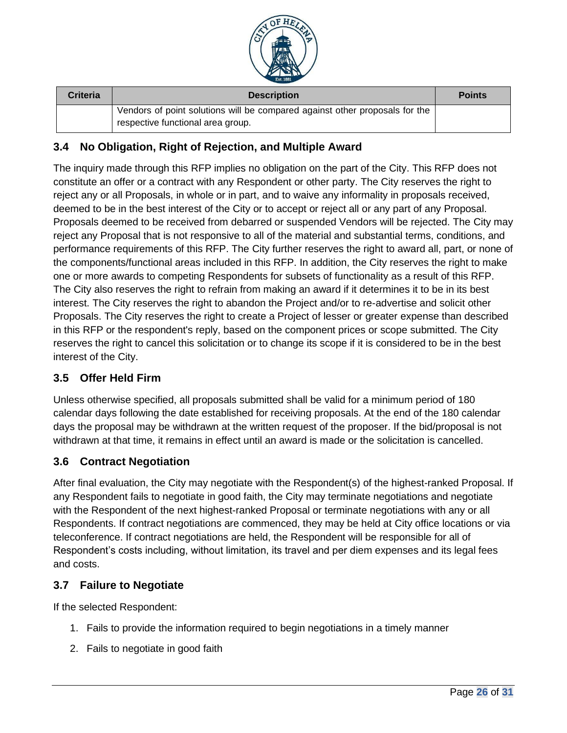| Criteria | Description | Points |
|---|---|---|
| | Vendors of point solutions will be compared against other proposals for the respective functional area group. | |

## 3.4 No Obligation, Right of Rejection, and Multiple Award

The inquiry made through this RFP implies no obligation on the part of the City. This RFP does not constitute an offer or a contract with any Respondent or other party. The City reserves the right to reject any or all Proposals, in whole or in part, and to waive any informality in proposals received, deemed to be in the best interest of the City or to accept or reject all or any part of any Proposal. Proposals deemed to be received from debarred or suspended Vendors will be rejected. The City may reject any Proposal that is not responsive to all of the material and substantial terms, conditions, and performance requirements of this RFP. The City further reserves the right to award all, part, or none of the components/functional areas included in this RFP. In addition, the City reserves the right to make one or more awards to competing Respondents for subsets of functionality as a result of this RFP. The City also reserves the right to refrain from making an award if it determines it to be in its best interest. The City reserves the right to abandon the Project and/or to re-advertise and solicit other Proposals. The City reserves the right to create a Project of lesser or greater expense than described in this RFP or the respondent's reply, based on the component prices or scope submitted. The City reserves the right to cancel this solicitation or to change its scope if it is considered to be in the best interest of the City.

## 3.5 Offer Held Firm

Unless otherwise specified, all proposals submitted shall be valid for a minimum period of 180 calendar days following the date established for receiving proposals. At the end of the 180 calendar days the proposal may be withdrawn at the written request of the proposer. If the bid/proposal is not withdrawn at that time, it remains in effect until an award is made or the solicitation is cancelled.

## 3.6 Contract Negotiation

After final evaluation, the City may negotiate with the Respondent(s) of the highest-ranked Proposal. If any Respondent fails to negotiate in good faith, the City may terminate negotiations and negotiate with the Respondent of the next highest-ranked Proposal or terminate negotiations with any or all Respondents. If contract negotiations are commenced, they may be held at City office locations or via teleconference. If contract negotiations are held, the Respondent will be responsible for all of Respondent's costs including, without limitation, its travel and per diem expenses and its legal fees and costs.

## 3.7 Failure to Negotiate

If the selected Respondent:

1. Fails to provide the information required to begin negotiations in a timely manner
2. Fails to negotiate in good faith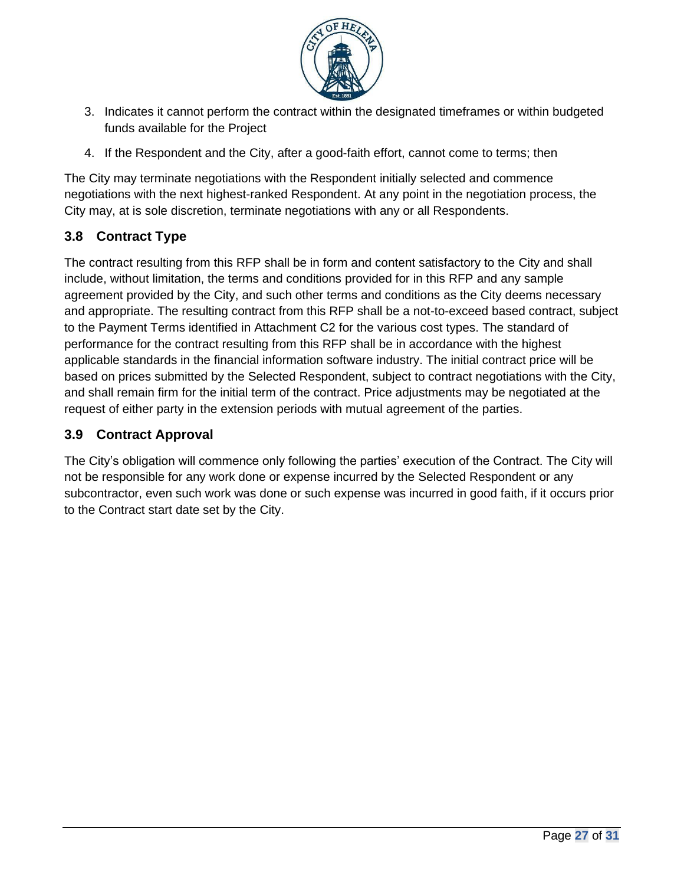3. Indicates it cannot perform the contract within the designated timeframes or within budgeted funds available for the Project
4. If the Respondent and the City, after a good-faith effort, cannot come to terms; then

The City may terminate negotiations with the Respondent initially selected and commence negotiations with the next highest-ranked Respondent. At any point in the negotiation process, the City may, at is sole discretion, terminate negotiations with any or all Respondents.

## 3.8 Contract Type

The contract resulting from this RFP shall be in form and content satisfactory to the City and shall include, without limitation, the terms and conditions provided for in this RFP and any sample agreement provided by the City, and such other terms and conditions as the City deems necessary and appropriate. The resulting contract from this RFP shall be a not-to-exceed based contract, subject to the Payment Terms identified in Attachment C2 for the various cost types. The standard of performance for the contract resulting from this RFP shall be in accordance with the highest applicable standards in the financial information software industry. The initial contract price will be based on prices submitted by the Selected Respondent, subject to contract negotiations with the City, and shall remain firm for the initial term of the contract. Price adjustments may be negotiated at the request of either party in the extension periods with mutual agreement of the parties.

## 3.9 Contract Approval

The City's obligation will commence only following the parties' execution of the Contract. The City will not be responsible for any work done or expense incurred by the Selected Respondent or any subcontractor, even such work was done or such expense was incurred in good faith, if it occurs prior to the Contract start date set by the City.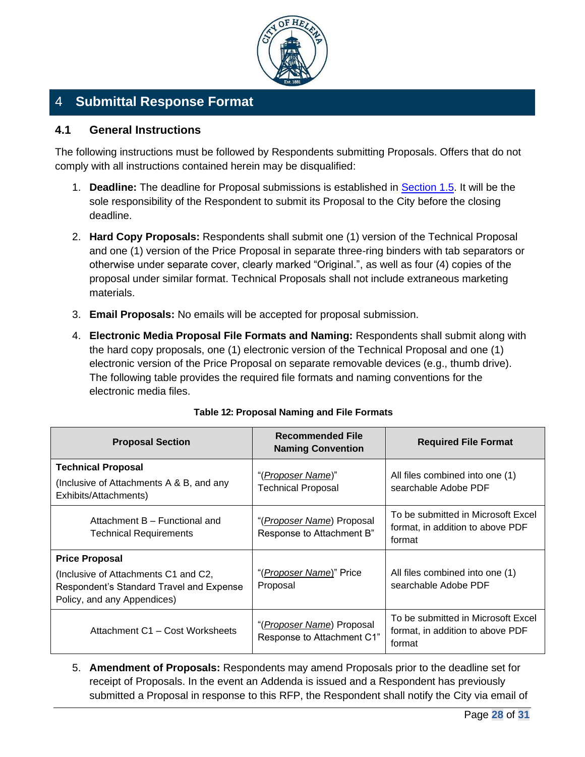# 4 Submittal Response Format

## 4.1 General Instructions

The following instructions must be followed by Respondents submitting Proposals. Offers that do not comply with all instructions contained herein may be disqualified:

1. **Deadline:** The deadline for Proposal submissions is established in Section 1.5. It will be the sole responsibility of the Respondent to submit its Proposal to the City before the closing deadline.

2. **Hard Copy Proposals:** Respondents shall submit one (1) version of the Technical Proposal and one (1) version of the Price Proposal in separate three-ring binders with tab separators or otherwise under separate cover, clearly marked "Original.", as well as four (4) copies of the proposal under similar format. Technical Proposals shall not include extraneous marketing materials.

3. **Email Proposals:** No emails will be accepted for proposal submission.

4. **Electronic Media Proposal File Formats and Naming:** Respondents shall submit along with the hard copy proposals, one (1) electronic version of the Technical Proposal and one (1) electronic version of the Price Proposal on separate removable devices (e.g., thumb drive). The following table provides the required file formats and naming conventions for the electronic media files.

**Table 12: Proposal Naming and File Formats**

| Proposal Section | Recommended File Naming Convention | Required File Format |
| --- | --- | --- |
| **Technical Proposal** (Inclusive of Attachments A & B, and any Exhibits/Attachments) | "(*Proposer Name*)" Technical Proposal | All files combined into one (1) searchable Adobe PDF |
| Attachment B – Functional and Technical Requirements | "(*Proposer Name*) Proposal Response to Attachment B" | To be submitted in Microsoft Excel format, in addition to above PDF format |
| **Price Proposal** (Inclusive of Attachments C1 and C2, Respondent's Standard Travel and Expense Policy, and any Appendices) | "(*Proposer Name*)" Price Proposal | All files combined into one (1) searchable Adobe PDF |
| Attachment C1 – Cost Worksheets | "(*Proposer Name*) Proposal Response to Attachment C1" | To be submitted in Microsoft Excel format, in addition to above PDF format |

5. **Amendment of Proposals:** Respondents may amend Proposals prior to the deadline set for receipt of Proposals. In the event an Addenda is issued and a Respondent has previously submitted a Proposal in response to this RFP, the Respondent shall notify the City via email of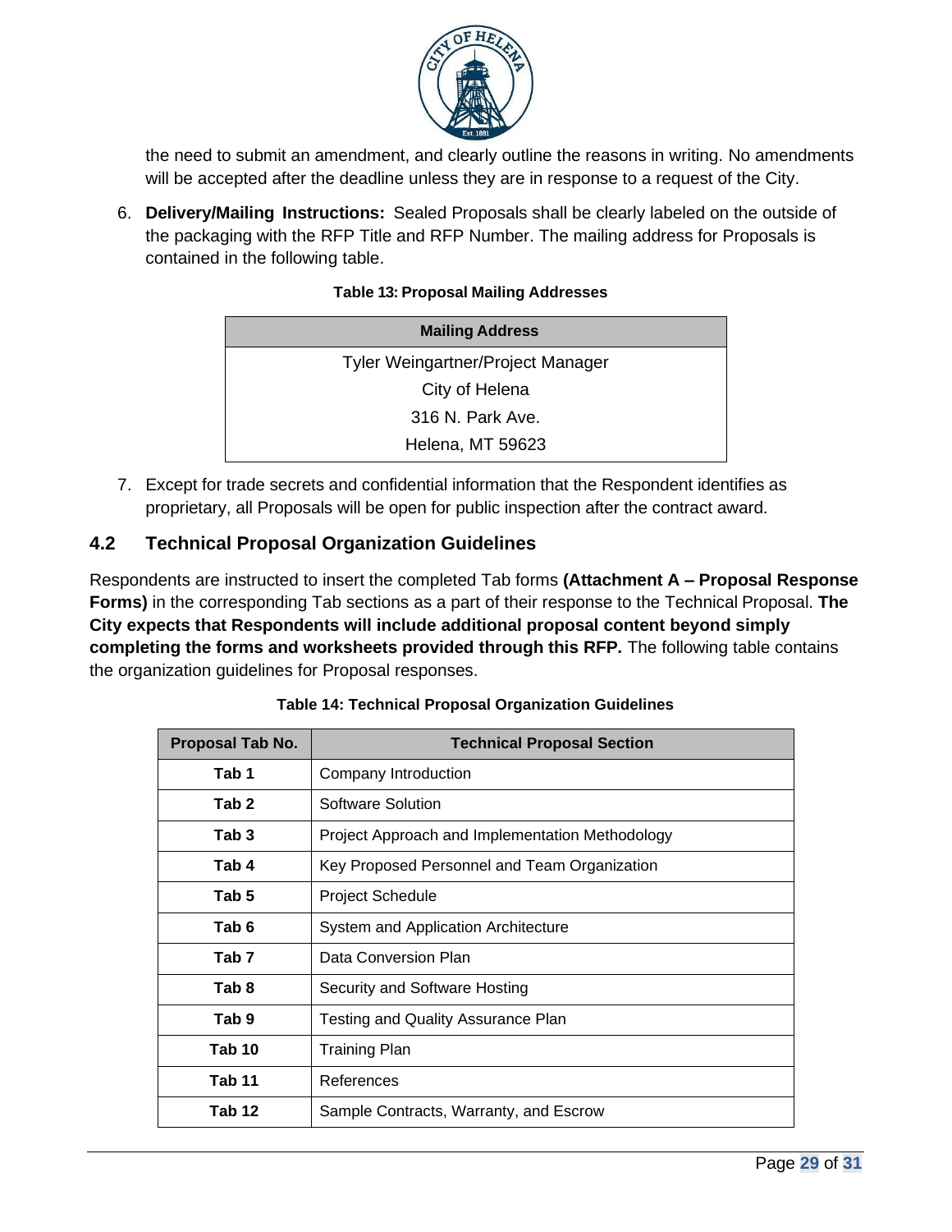the need to submit an amendment, and clearly outline the reasons in writing. No amendments will be accepted after the deadline unless they are in response to a request of the City.

6. **Delivery/Mailing Instructions:** Sealed Proposals shall be clearly labeled on the outside of the packaging with the RFP Title and RFP Number. The mailing address for Proposals is contained in the following table.

**Table 13: Proposal Mailing Addresses**

| Mailing Address |
|---|
| Tyler Weingartner/Project Manager<br>City of Helena<br>316 N. Park Ave.<br>Helena, MT 59623 |

7. Except for trade secrets and confidential information that the Respondent identifies as proprietary, all Proposals will be open for public inspection after the contract award.

## 4.2 Technical Proposal Organization Guidelines

Respondents are instructed to insert the completed Tab forms **(Attachment A – Proposal Response Forms)** in the corresponding Tab sections as a part of their response to the Technical Proposal. **The City expects that Respondents will include additional proposal content beyond simply completing the forms and worksheets provided through this RFP.** The following table contains the organization guidelines for Proposal responses.

**Table 14: Technical Proposal Organization Guidelines**

| Proposal Tab No. | Technical Proposal Section |
|---|---|
| **Tab 1** | Company Introduction |
| **Tab 2** | Software Solution |
| **Tab 3** | Project Approach and Implementation Methodology |
| **Tab 4** | Key Proposed Personnel and Team Organization |
| **Tab 5** | Project Schedule |
| **Tab 6** | System and Application Architecture |
| **Tab 7** | Data Conversion Plan |
| **Tab 8** | Security and Software Hosting |
| **Tab 9** | Testing and Quality Assurance Plan |
| **Tab 10** | Training Plan |
| **Tab 11** | References |
| **Tab 12** | Sample Contracts, Warranty, and Escrow |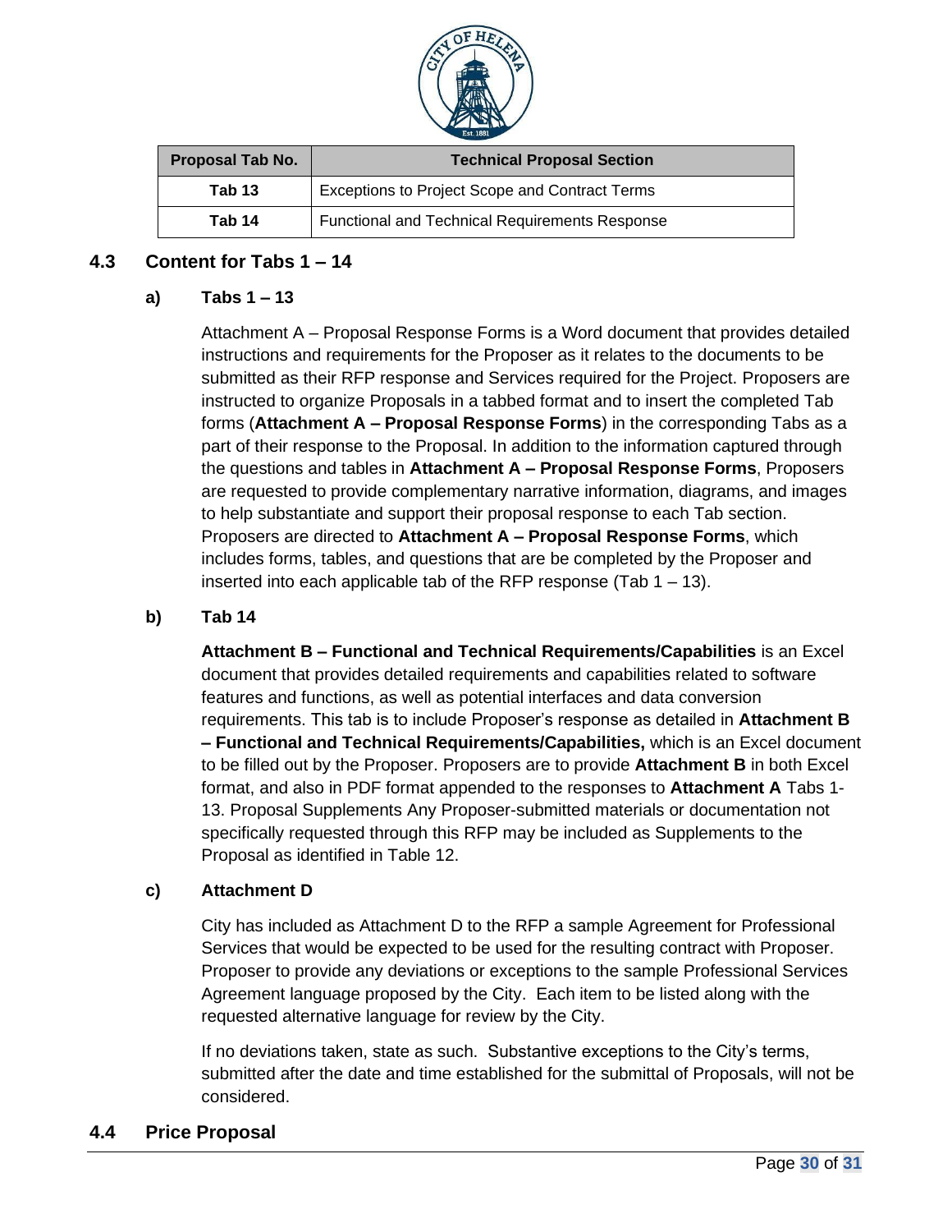| Proposal Tab No. | Technical Proposal Section |
|---|---|
| Tab 13 | Exceptions to Project Scope and Contract Terms |
| Tab 14 | Functional and Technical Requirements Response |

## 4.3 Content for Tabs 1 – 14

### a) Tabs 1 – 13

Attachment A – Proposal Response Forms is a Word document that provides detailed instructions and requirements for the Proposer as it relates to the documents to be submitted as their RFP response and Services required for the Project. Proposers are instructed to organize Proposals in a tabbed format and to insert the completed Tab forms (**Attachment A – Proposal Response Forms**) in the corresponding Tabs as a part of their response to the Proposal. In addition to the information captured through the questions and tables in **Attachment A – Proposal Response Forms**, Proposers are requested to provide complementary narrative information, diagrams, and images to help substantiate and support their proposal response to each Tab section. Proposers are directed to **Attachment A – Proposal Response Forms**, which includes forms, tables, and questions that are be completed by the Proposer and inserted into each applicable tab of the RFP response (Tab 1 – 13).

### b) Tab 14

**Attachment B – Functional and Technical Requirements/Capabilities** is an Excel document that provides detailed requirements and capabilities related to software features and functions, as well as potential interfaces and data conversion requirements. This tab is to include Proposer's response as detailed in **Attachment B – Functional and Technical Requirements/Capabilities,** which is an Excel document to be filled out by the Proposer. Proposers are to provide **Attachment B** in both Excel format, and also in PDF format appended to the responses to **Attachment A** Tabs 1-13. Proposal Supplements Any Proposer-submitted materials or documentation not specifically requested through this RFP may be included as Supplements to the Proposal as identified in Table 12.

### c) Attachment D

City has included as Attachment D to the RFP a sample Agreement for Professional Services that would be expected to be used for the resulting contract with Proposer. Proposer to provide any deviations or exceptions to the sample Professional Services Agreement language proposed by the City. Each item to be listed along with the requested alternative language for review by the City.

If no deviations taken, state as such. Substantive exceptions to the City's terms, submitted after the date and time established for the submittal of Proposals, will not be considered.

## 4.4 Price Proposal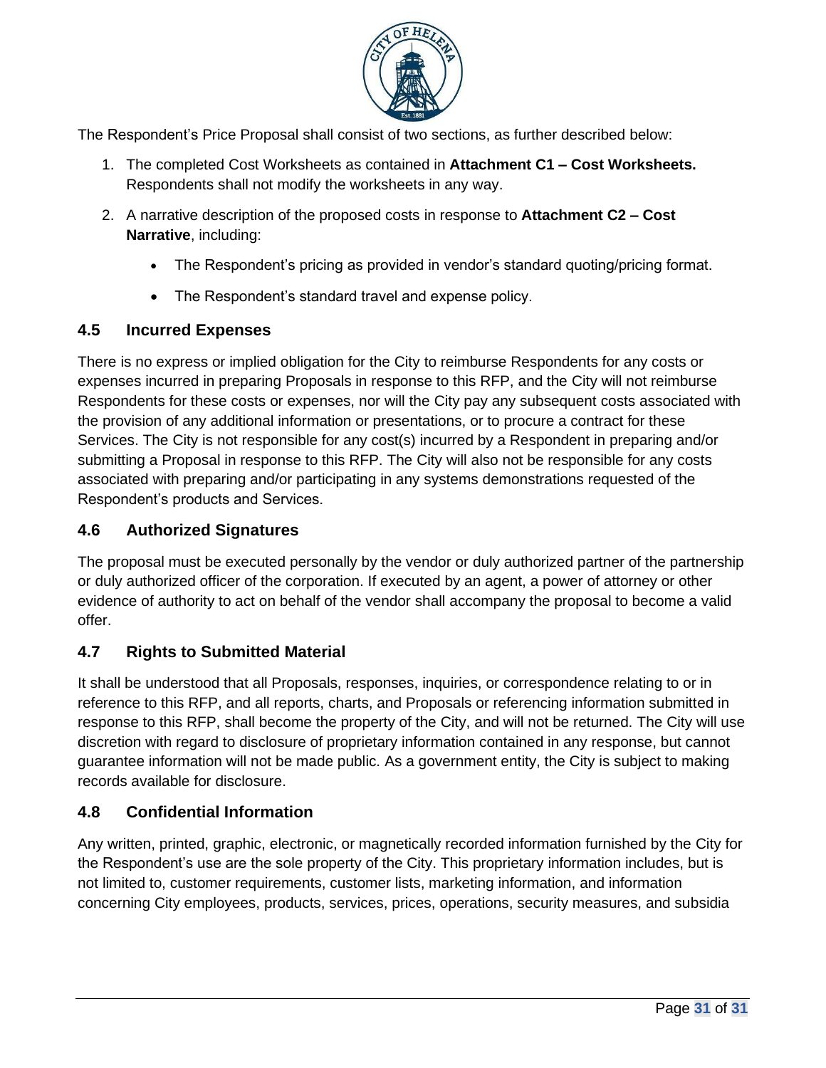The Respondent's Price Proposal shall consist of two sections, as further described below:

1. The completed Cost Worksheets as contained in **Attachment C1 – Cost Worksheets.** Respondents shall not modify the worksheets in any way.
2. A narrative description of the proposed costs in response to **Attachment C2 – Cost Narrative**, including:
   - The Respondent's pricing as provided in vendor's standard quoting/pricing format.
   - The Respondent's standard travel and expense policy.

## 4.5 Incurred Expenses

There is no express or implied obligation for the City to reimburse Respondents for any costs or expenses incurred in preparing Proposals in response to this RFP, and the City will not reimburse Respondents for these costs or expenses, nor will the City pay any subsequent costs associated with the provision of any additional information or presentations, or to procure a contract for these Services. The City is not responsible for any cost(s) incurred by a Respondent in preparing and/or submitting a Proposal in response to this RFP. The City will also not be responsible for any costs associated with preparing and/or participating in any systems demonstrations requested of the Respondent's products and Services.

## 4.6 Authorized Signatures

The proposal must be executed personally by the vendor or duly authorized partner of the partnership or duly authorized officer of the corporation. If executed by an agent, a power of attorney or other evidence of authority to act on behalf of the vendor shall accompany the proposal to become a valid offer.

## 4.7 Rights to Submitted Material

It shall be understood that all Proposals, responses, inquiries, or correspondence relating to or in reference to this RFP, and all reports, charts, and Proposals or referencing information submitted in response to this RFP, shall become the property of the City, and will not be returned. The City will use discretion with regard to disclosure of proprietary information contained in any response, but cannot guarantee information will not be made public. As a government entity, the City is subject to making records available for disclosure.

## 4.8 Confidential Information

Any written, printed, graphic, electronic, or magnetically recorded information furnished by the City for the Respondent's use are the sole property of the City. This proprietary information includes, but is not limited to, customer requirements, customer lists, marketing information, and information concerning City employees, products, services, prices, operations, security measures, and subsidia